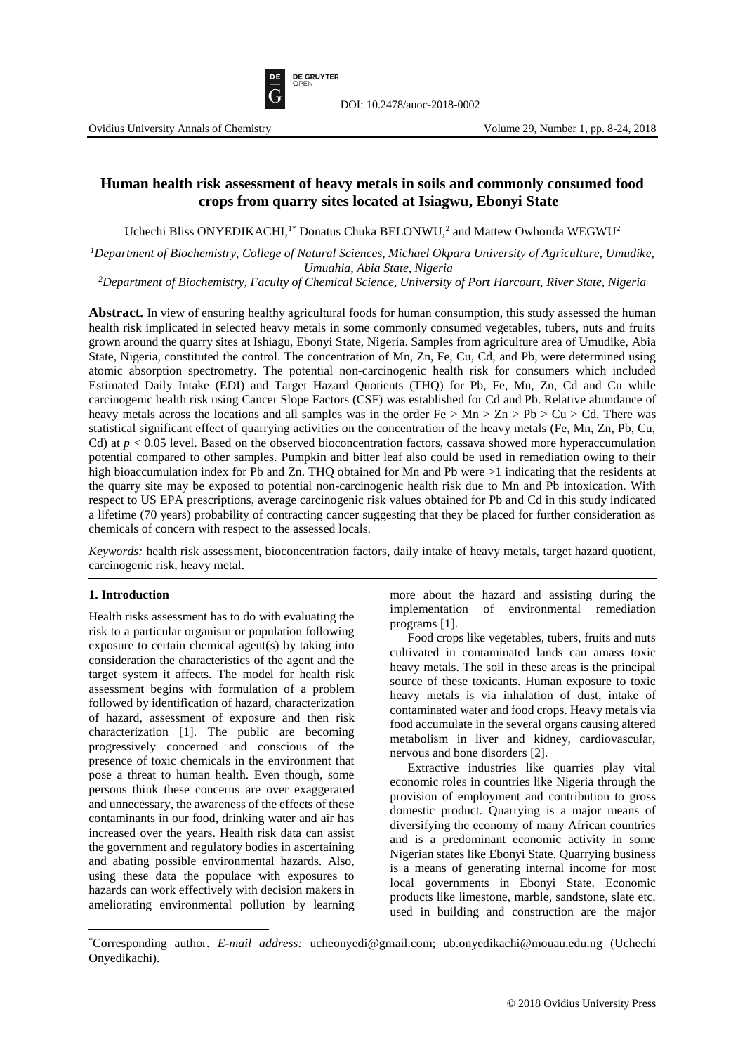DOI: 10.2478/auoc-2018-0002

# Human health risk assessment of heavy metals in soils and commonly consumed food crops from quarry sites located at Isiagwu, Ebonyi State

Uchechi Bliss ONYEDIKACHI,[1*] Donatus Chuka BELONWU,[2] and Mattew Owhonda WEGWU[2]

[1]*Department of Biochemistry, College of Natural Sciences, Michael Okpara University of Agriculture, Umudike, Umuahia, Abia State, Nigeria*

[2]*Department of Biochemistry, Faculty of Chemical Science, University of Port Harcourt, River State, Nigeria*

**Abstract.** In view of ensuring healthy agricultural foods for human consumption, this study assessed the human health risk implicated in selected heavy metals in some commonly consumed vegetables, tubers, nuts and fruits grown around the quarry sites at Ishiagu, Ebonyi State, Nigeria. Samples from agriculture area of Umudike, Abia State, Nigeria, constituted the control. The concentration of Mn, Zn, Fe, Cu, Cd, and Pb, were determined using atomic absorption spectrometry. The potential non-carcinogenic health risk for consumers which included Estimated Daily Intake (EDI) and Target Hazard Quotients (THQ) for Pb, Fe, Mn, Zn, Cd and Cu while carcinogenic health risk using Cancer Slope Factors (CSF) was established for Cd and Pb. Relative abundance of heavy metals across the locations and all samples was in the order Fe > Mn > Zn > Pb > Cu > Cd. There was statistical significant effect of quarrying activities on the concentration of the heavy metals (Fe, Mn, Zn, Pb, Cu, Cd) at $p < 0.05$ level. Based on the observed bioconcentration factors, cassava showed more hyperaccumulation potential compared to other samples. Pumpkin and bitter leaf also could be used in remediation owing to their high bioaccumulation index for Pb and Zn. THQ obtained for Mn and Pb were >1 indicating that the residents at the quarry site may be exposed to potential non-carcinogenic health risk due to Mn and Pb intoxication. With respect to US EPA prescriptions, average carcinogenic risk values obtained for Pb and Cd in this study indicated a lifetime (70 years) probability of contracting cancer suggesting that they be placed for further consideration as chemicals of concern with respect to the assessed locals.

*Keywords:* health risk assessment, bioconcentration factors, daily intake of heavy metals, target hazard quotient, carcinogenic risk, heavy metal.

## 1. Introduction

Health risks assessment has to do with evaluating the risk to a particular organism or population following exposure to certain chemical agent(s) by taking into consideration the characteristics of the agent and the target system it affects. The model for health risk assessment begins with formulation of a problem followed by identification of hazard, characterization of hazard, assessment of exposure and then risk characterization [1]. The public are becoming progressively concerned and conscious of the presence of toxic chemicals in the environment that pose a threat to human health. Even though, some persons think these concerns are over exaggerated and unnecessary, the awareness of the effects of these contaminants in our food, drinking water and air has increased over the years. Health risk data can assist the government and regulatory bodies in ascertaining and abating possible environmental hazards. Also, using these data the populace with exposures to hazards can work effectively with decision makers in ameliorating environmental pollution by learning more about the hazard and assisting during the implementation of environmental remediation programs [1].

Food crops like vegetables, tubers, fruits and nuts cultivated in contaminated lands can amass toxic heavy metals. The soil in these areas is the principal source of these toxicants. Human exposure to toxic heavy metals is via inhalation of dust, intake of contaminated water and food crops. Heavy metals via food accumulate in the several organs causing altered metabolism in liver and kidney, cardiovascular, nervous and bone disorders [2].

Extractive industries like quarries play vital economic roles in countries like Nigeria through the provision of employment and contribution to gross domestic product. Quarrying is a major means of diversifying the economy of many African countries and is a predominant economic activity in some Nigerian states like Ebonyi State. Quarrying business is a means of generating internal income for most local governments in Ebonyi State. Economic products like limestone, marble, sandstone, slate etc. used in building and construction are the major

*Corresponding author. *E-mail address:* ucheonyedi@gmail.com; ub.onyedikachi@mouau.edu.ng (Uchechi Onyedikachi).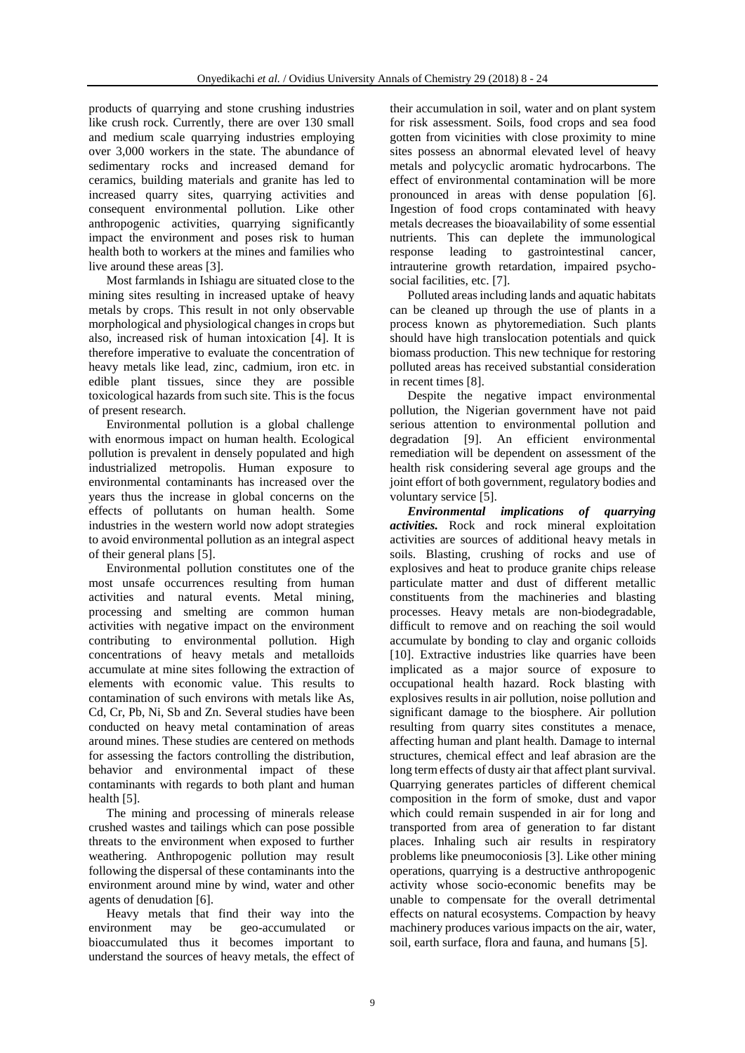products of quarrying and stone crushing industries like crush rock. Currently, there are over 130 small and medium scale quarrying industries employing over 3,000 workers in the state. The abundance of sedimentary rocks and increased demand for ceramics, building materials and granite has led to increased quarry sites, quarrying activities and consequent environmental pollution. Like other anthropogenic activities, quarrying significantly impact the environment and poses risk to human health both to workers at the mines and families who live around these areas [3].

Most farmlands in Ishiagu are situated close to the mining sites resulting in increased uptake of heavy metals by crops. This result in not only observable morphological and physiological changes in crops but also, increased risk of human intoxication [4]. It is therefore imperative to evaluate the concentration of heavy metals like lead, zinc, cadmium, iron etc. in edible plant tissues, since they are possible toxicological hazards from such site. This is the focus of present research.

Environmental pollution is a global challenge with enormous impact on human health. Ecological pollution is prevalent in densely populated and high industrialized metropolis. Human exposure to environmental contaminants has increased over the years thus the increase in global concerns on the effects of pollutants on human health. Some industries in the western world now adopt strategies to avoid environmental pollution as an integral aspect of their general plans [5].

Environmental pollution constitutes one of the most unsafe occurrences resulting from human activities and natural events. Metal mining, processing and smelting are common human activities with negative impact on the environment contributing to environmental pollution. High concentrations of heavy metals and metalloids accumulate at mine sites following the extraction of elements with economic value. This results to contamination of such environs with metals like As, Cd, Cr, Pb, Ni, Sb and Zn. Several studies have been conducted on heavy metal contamination of areas around mines. These studies are centered on methods for assessing the factors controlling the distribution, behavior and environmental impact of these contaminants with regards to both plant and human health [5].

The mining and processing of minerals release crushed wastes and tailings which can pose possible threats to the environment when exposed to further weathering. Anthropogenic pollution may result following the dispersal of these contaminants into the environment around mine by wind, water and other agents of denudation [6].

Heavy metals that find their way into the environment may be geo-accumulated or bioaccumulated thus it becomes important to understand the sources of heavy metals, the effect of their accumulation in soil, water and on plant system for risk assessment. Soils, food crops and sea food gotten from vicinities with close proximity to mine sites possess an abnormal elevated level of heavy metals and polycyclic aromatic hydrocarbons. The effect of environmental contamination will be more pronounced in areas with dense population [6]. Ingestion of food crops contaminated with heavy metals decreases the bioavailability of some essential nutrients. This can deplete the immunological response leading to gastrointestinal cancer, intrauterine growth retardation, impaired psycho-social facilities, etc. [7].

Polluted areas including lands and aquatic habitats can be cleaned up through the use of plants in a process known as phytoremediation. Such plants should have high translocation potentials and quick biomass production. This new technique for restoring polluted areas has received substantial consideration in recent times [8].

Despite the negative impact environmental pollution, the Nigerian government have not paid serious attention to environmental pollution and degradation [9]. An efficient environmental remediation will be dependent on assessment of the health risk considering several age groups and the joint effort of both government, regulatory bodies and voluntary service [5].

***Environmental implications of quarrying activities.*** Rock and rock mineral exploitation activities are sources of additional heavy metals in soils. Blasting, crushing of rocks and use of explosives and heat to produce granite chips release particulate matter and dust of different metallic constituents from the machineries and blasting processes. Heavy metals are non-biodegradable, difficult to remove and on reaching the soil would accumulate by bonding to clay and organic colloids [10]. Extractive industries like quarries have been implicated as a major source of exposure to occupational health hazard. Rock blasting with explosives results in air pollution, noise pollution and significant damage to the biosphere. Air pollution resulting from quarry sites constitutes a menace, affecting human and plant health. Damage to internal structures, chemical effect and leaf abrasion are the long term effects of dusty air that affect plant survival. Quarrying generates particles of different chemical composition in the form of smoke, dust and vapor which could remain suspended in air for long and transported from area of generation to far distant places. Inhaling such air results in respiratory problems like pneumoconiosis [3]. Like other mining operations, quarrying is a destructive anthropogenic activity whose socio-economic benefits may be unable to compensate for the overall detrimental effects on natural ecosystems. Compaction by heavy machinery produces various impacts on the air, water, soil, earth surface, flora and fauna, and humans [5].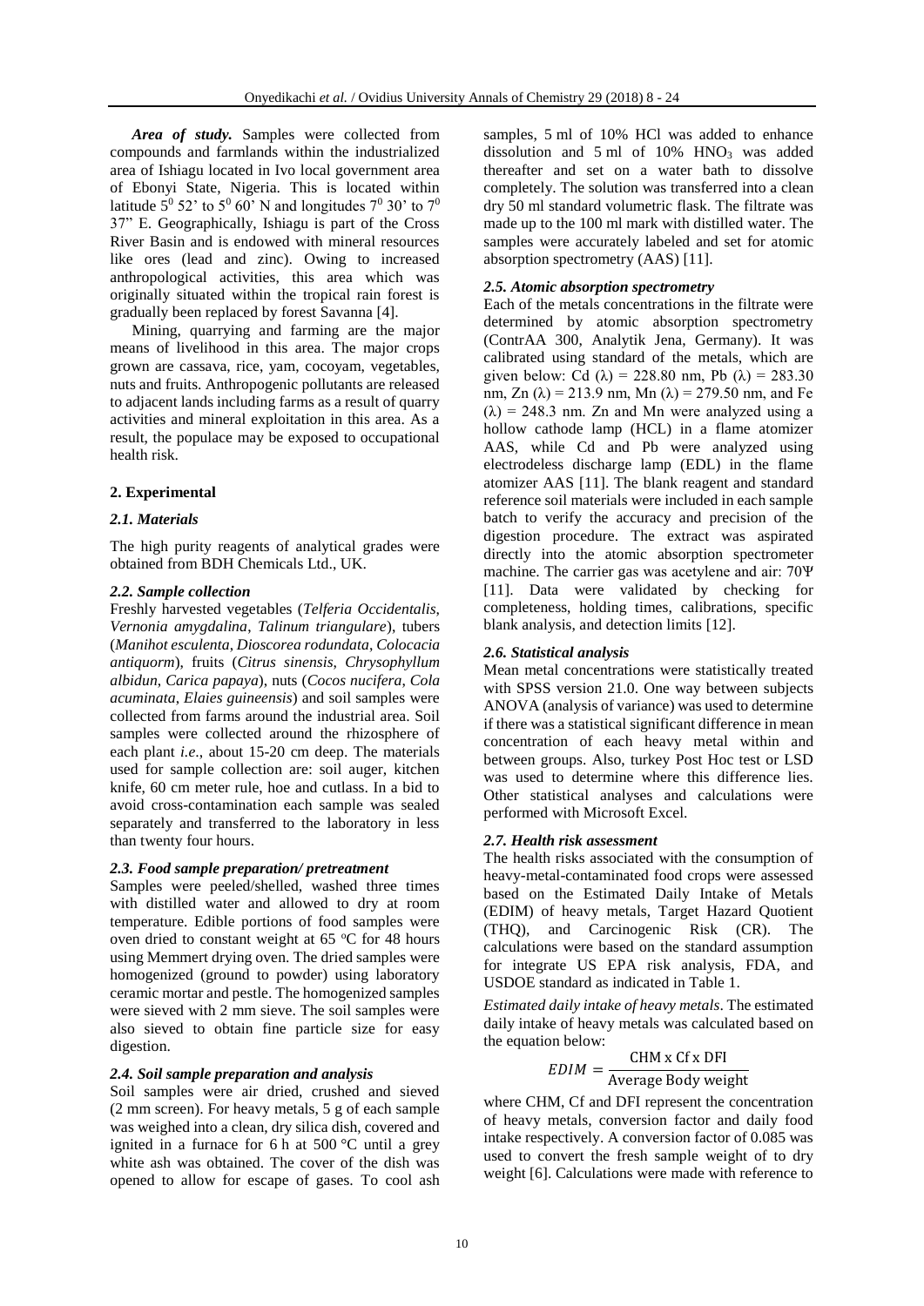***Area of study.*** Samples were collected from compounds and farmlands within the industrialized area of Ishiagu located in Ivo local government area of Ebonyi State, Nigeria. This is located within latitude $5^0$ 52' to $5^0$ 60' N and longitudes $7^0$ 30' to $7^0$ 37" E. Geographically, Ishiagu is part of the Cross River Basin and is endowed with mineral resources like ores (lead and zinc). Owing to increased anthropological activities, this area which was originally situated within the tropical rain forest is gradually been replaced by forest Savanna [4].

Mining, quarrying and farming are the major means of livelihood in this area. The major crops grown are cassava, rice, yam, cocoyam, vegetables, nuts and fruits. Anthropogenic pollutants are released to adjacent lands including farms as a result of quarry activities and mineral exploitation in this area. As a result, the populace may be exposed to occupational health risk.

## 2. Experimental

### *2.1. Materials*

The high purity reagents of analytical grades were obtained from BDH Chemicals Ltd., UK.

### *2.2. Sample collection*

Freshly harvested vegetables (*Telferia Occidentalis*, *Vernonia amygdalina*, *Talinum triangulare*), tubers (*Manihot esculenta*, *Dioscorea rodundata*, *Colocacia antiquorm*), fruits (*Citrus sinensis*, *Chrysophyllum albidun*, *Carica papaya*), nuts (*Cocos nucifera*, *Cola acuminata*, *Elaies guineensis*) and soil samples were collected from farms around the industrial area. Soil samples were collected around the rhizosphere of each plant *i.e*., about 15-20 cm deep. The materials used for sample collection are: soil auger, kitchen knife, 60 cm meter rule, hoe and cutlass. In a bid to avoid cross-contamination each sample was sealed separately and transferred to the laboratory in less than twenty four hours.

### *2.3. Food sample preparation/ pretreatment*

Samples were peeled/shelled, washed three times with distilled water and allowed to dry at room temperature. Edible portions of food samples were oven dried to constant weight at 65 °C for 48 hours using Memmert drying oven. The dried samples were homogenized (ground to powder) using laboratory ceramic mortar and pestle. The homogenized samples were sieved with 2 mm sieve. The soil samples were also sieved to obtain fine particle size for easy digestion.

### *2.4. Soil sample preparation and analysis*

Soil samples were air dried, crushed and sieved (2 mm screen). For heavy metals, 5 g of each sample was weighed into a clean, dry silica dish, covered and ignited in a furnace for 6 h at 500 °C until a grey white ash was obtained. The cover of the dish was opened to allow for escape of gases. To cool ash samples, 5 ml of 10% HCl was added to enhance dissolution and 5 ml of 10% $HNO_3$ was added thereafter and set on a water bath to dissolve completely. The solution was transferred into a clean dry 50 ml standard volumetric flask. The filtrate was made up to the 100 ml mark with distilled water. The samples were accurately labeled and set for atomic absorption spectrometry (AAS) [11].

### *2.5. Atomic absorption spectrometry*

Each of the metals concentrations in the filtrate were determined by atomic absorption spectrometry (ContrAA 300, Analytik Jena, Germany). It was calibrated using standard of the metals, which are given below: Cd ($\lambda$) = 228.80 nm, Pb ($\lambda$) = 283.30 nm, Zn ($\lambda$) = 213.9 nm, Mn ($\lambda$) = 279.50 nm, and Fe ($\lambda$) = 248.3 nm. Zn and Mn were analyzed using a hollow cathode lamp (HCL) in a flame atomizer AAS, while Cd and Pb were analyzed using electrodeless discharge lamp (EDL) in the flame atomizer AAS [11]. The blank reagent and standard reference soil materials were included in each sample batch to verify the accuracy and precision of the digestion procedure. The extract was aspirated directly into the atomic absorption spectrometer machine. The carrier gas was acetylene and air: 70Ψ [11]. Data were validated by checking for completeness, holding times, calibrations, specific blank analysis, and detection limits [12].

### *2.6. Statistical analysis*

Mean metal concentrations were statistically treated with SPSS version 21.0. One way between subjects ANOVA (analysis of variance) was used to determine if there was a statistical significant difference in mean concentration of each heavy metal within and between groups. Also, turkey Post Hoc test or LSD was used to determine where this difference lies. Other statistical analyses and calculations were performed with Microsoft Excel.

### *2.7. Health risk assessment*

The health risks associated with the consumption of heavy-metal-contaminated food crops were assessed based on the Estimated Daily Intake of Metals (EDIM) of heavy metals, Target Hazard Quotient (THQ), and Carcinogenic Risk (CR). The calculations were based on the standard assumption for integrate US EPA risk analysis, FDA, and USDOE standard as indicated in Table 1.

*Estimated daily intake of heavy metals*. The estimated daily intake of heavy metals was calculated based on the equation below:

$$EDIM = \frac{\text{CHM x Cf x DFI}}{\text{Average Body weight}}$$

where CHM, Cf and DFI represent the concentration of heavy metals, conversion factor and daily food intake respectively. A conversion factor of 0.085 was used to convert the fresh sample weight of to dry weight [6]. Calculations were made with reference to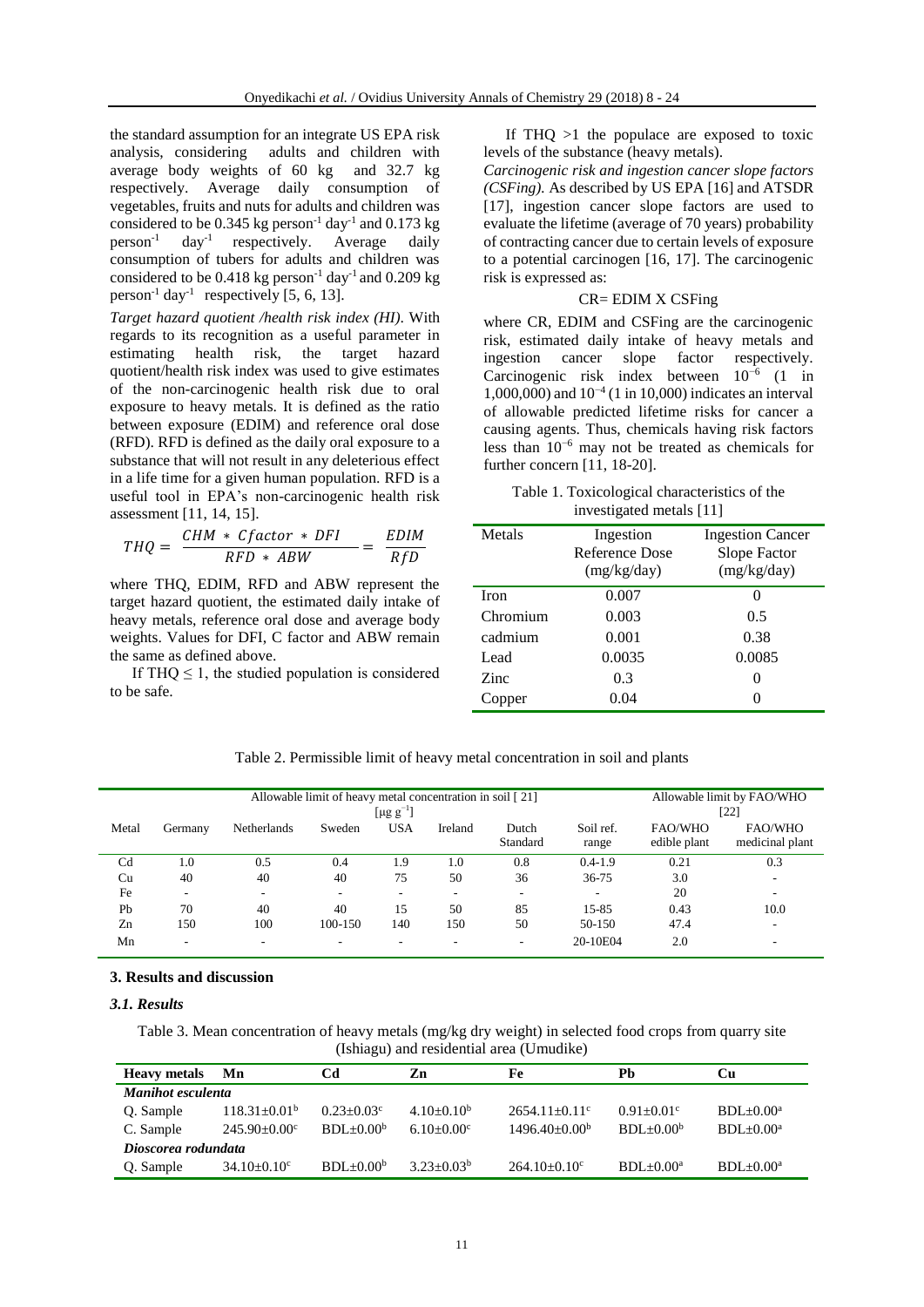the standard assumption for an integrate US EPA risk analysis, considering adults and children with average body weights of 60 kg and 32.7 kg respectively. Average daily consumption of vegetables, fruits and nuts for adults and children was considered to be 0.345 kg person$^{-1}$ day$^{-1}$ and 0.173 kg person$^{-1}$ day$^{-1}$ respectively. Average daily consumption of tubers for adults and children was considered to be 0.418 kg person$^{-1}$ day$^{-1}$ and 0.209 kg person$^{-1}$ day$^{-1}$ respectively [5, 6, 13].

*Target hazard quotient /health risk index (HI).* With regards to its recognition as a useful parameter in estimating health risk, the target hazard quotient/health risk index was used to give estimates of the non-carcinogenic health risk due to oral exposure to heavy metals. It is defined as the ratio between exposure (EDIM) and reference oral dose (RFD). RFD is defined as the daily oral exposure to a substance that will not result in any deleterious effect in a life time for a given human population. RFD is a useful tool in EPA's non-carcinogenic health risk assessment [11, 14, 15].

$$THQ = \frac{CHM * Cfactor * DFI}{RFD * ABW} = \frac{EDIM}{RfD}$$

where THQ, EDIM, RFD and ABW represent the target hazard quotient, the estimated daily intake of heavy metals, reference oral dose and average body weights. Values for DFI, C factor and ABW remain the same as defined above.

If THQ $\leq$ 1, the studied population is considered to be safe.

If THQ >1 the populace are exposed to toxic levels of the substance (heavy metals).

*Carcinogenic risk and ingestion cancer slope factors (CSFing).* As described by US EPA [16] and ATSDR [17], ingestion cancer slope factors are used to evaluate the lifetime (average of 70 years) probability of contracting cancer due to certain levels of exposure to a potential carcinogen [16, 17]. The carcinogenic risk is expressed as:

$$CR = EDIM \times CSFing$$

where CR, EDIM and CSFing are the carcinogenic risk, estimated daily intake of heavy metals and ingestion cancer slope factor respectively. Carcinogenic risk index between $10^{-6}$ (1 in 1,000,000) and $10^{-4}$ (1 in 10,000) indicates an interval of allowable predicted lifetime risks for cancer a causing agents. Thus, chemicals having risk factors less than $10^{-6}$ may not be treated as chemicals for further concern [11, 18-20].

Table 1. Toxicological characteristics of the investigated metals [11]

| Metals | Ingestion Reference Dose (mg/kg/day) | Ingestion Cancer Slope Factor (mg/kg/day) |
|---|---|---|
| Iron | 0.007 | 0 |
| Chromium | 0.003 | 0.5 |
| cadmium | 0.001 | 0.38 |
| Lead | 0.0035 | 0.0085 |
| Zinc | 0.3 | 0 |
| Copper | 0.04 | 0 |

Table 2. Permissible limit of heavy metal concentration in soil and plants

| | Allowable limit of heavy metal concentration in soil [ 21] [μg g$^{-1}$] | | | | | | | Allowable limit by FAO/WHO [22] | |
|---|---|---|---|---|---|---|---|---|---|
| Metal | Germany | Netherlands | Sweden | USA | Ireland | Dutch Standard | Soil ref. range | FAO/WHO edible plant | FAO/WHO medicinal plant |
| Cd | 1.0 | 0.5 | 0.4 | 1.9 | 1.0 | 0.8 | 0.4-1.9 | 0.21 | 0.3 |
| Cu | 40 | 40 | 40 | 75 | 50 | 36 | 36-75 | 3.0 | - |
| Fe | - | - | - | - | - | - | - | 20 | - |
| Pb | 70 | 40 | 40 | 15 | 50 | 85 | 15-85 | 0.43 | 10.0 |
| Zn | 150 | 100 | 100-150 | 140 | 150 | 50 | 50-150 | 47.4 | - |
| Mn | - | - | - | - | - | - | 20-10E04 | 2.0 | - |

## 3. Results and discussion

### *3.1. Results*

Table 3. Mean concentration of heavy metals (mg/kg dry weight) in selected food crops from quarry site (Ishiagu) and residential area (Umudike)

| Heavy metals | Mn | Cd | Zn | Fe | Pb | Cu |
|---|---|---|---|---|---|---|
| ***Manihot esculenta*** | | | | | | |
| Q. Sample | 118.31±0.01$^{b}$ | 0.23±0.03$^{c}$ | 4.10±0.10$^{b}$ | 2654.11±0.11$^{c}$ | 0.91±0.01$^{c}$ | BDL±0.00$^{a}$ |
| C. Sample | 245.90±0.00$^{c}$ | BDL±0.00$^{b}$ | 6.10±0.00$^{c}$ | 1496.40±0.00$^{b}$ | BDL±0.00$^{b}$ | BDL±0.00$^{a}$ |
| ***Dioscorea rodundata*** | | | | | | |
| Q. Sample | 34.10±0.10$^{c}$ | BDL±0.00$^{b}$ | 3.23±0.03$^{b}$ | 264.10±0.10$^{c}$ | BDL±0.00$^{a}$ | BDL±0.00$^{a}$ |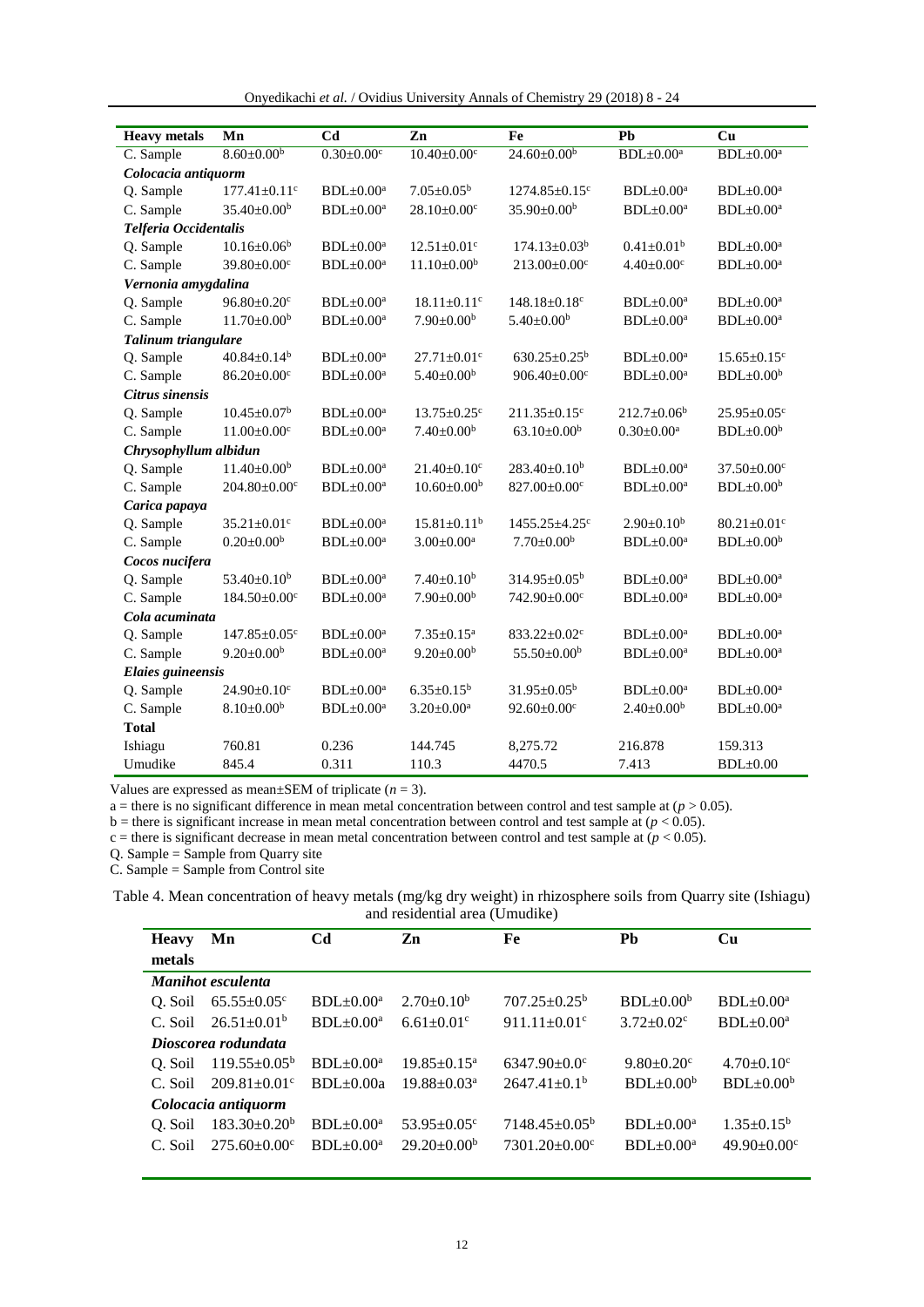| Heavy metals | Mn | Cd | Zn | Fe | Pb | Cu |
|---|---|---|---|---|---|---|
| C. Sample | 8.60±0.00[b] | 0.30±0.00[c] | 10.40±0.00[c] | 24.60±0.00[b] | BDL±0.00[a] | BDL±0.00[a] |
| ***Colocacia antiquorm*** | | | | | | |
| Q. Sample | 177.41±0.11[c] | BDL±0.00[a] | 7.05±0.05[b] | 1274.85±0.15[c] | BDL±0.00[a] | BDL±0.00[a] |
| C. Sample | 35.40±0.00[b] | BDL±0.00[a] | 28.10±0.00[c] | 35.90±0.00[b] | BDL±0.00[a] | BDL±0.00[a] |
| ***Telferia Occidentalis*** | | | | | | |
| Q. Sample | 10.16±0.06[b] | BDL±0.00[a] | 12.51±0.01[c] | 174.13±0.03[b] | 0.41±0.01[b] | BDL±0.00[a] |
| C. Sample | 39.80±0.00[c] | BDL±0.00[a] | 11.10±0.00[b] | 213.00±0.00[c] | 4.40±0.00[c] | BDL±0.00[a] |
| ***Vernonia amygdalina*** | | | | | | |
| Q. Sample | 96.80±0.20[c] | BDL±0.00[a] | 18.11±0.11[c] | 148.18±0.18[c] | BDL±0.00[a] | BDL±0.00[a] |
| C. Sample | 11.70±0.00[b] | BDL±0.00[a] | 7.90±0.00[b] | 5.40±0.00[b] | BDL±0.00[a] | BDL±0.00[a] |
| ***Talinum triangulare*** | | | | | | |
| Q. Sample | 40.84±0.14[b] | BDL±0.00[a] | 27.71±0.01[c] | 630.25±0.25[b] | BDL±0.00[a] | 15.65±0.15[c] |
| C. Sample | 86.20±0.00[c] | BDL±0.00[a] | 5.40±0.00[b] | 906.40±0.00[c] | BDL±0.00[a] | BDL±0.00[b] |
| ***Citrus sinensis*** | | | | | | |
| Q. Sample | 10.45±0.07[b] | BDL±0.00[a] | 13.75±0.25[c] | 211.35±0.15[c] | 212.7±0.06[b] | 25.95±0.05[c] |
| C. Sample | 11.00±0.00[c] | BDL±0.00[a] | 7.40±0.00[b] | 63.10±0.00[b] | 0.30±0.00[a] | BDL±0.00[b] |
| ***Chrysophyllum albidun*** | | | | | | |
| Q. Sample | 11.40±0.00[b] | BDL±0.00[a] | 21.40±0.10[c] | 283.40±0.10[b] | BDL±0.00[a] | 37.50±0.00[c] |
| C. Sample | 204.80±0.00[c] | BDL±0.00[a] | 10.60±0.00[b] | 827.00±0.00[c] | BDL±0.00[a] | BDL±0.00[b] |
| ***Carica papaya*** | | | | | | |
| Q. Sample | 35.21±0.01[c] | BDL±0.00[a] | 15.81±0.11[b] | 1455.25±4.25[c] | 2.90±0.10[b] | 80.21±0.01[c] |
| C. Sample | 0.20±0.00[b] | BDL±0.00[a] | 3.00±0.00[a] | 7.70±0.00[b] | BDL±0.00[a] | BDL±0.00[b] |
| ***Cocos nucifera*** | | | | | | |
| Q. Sample | 53.40±0.10[b] | BDL±0.00[a] | 7.40±0.10[b] | 314.95±0.05[b] | BDL±0.00[a] | BDL±0.00[a] |
| C. Sample | 184.50±0.00[c] | BDL±0.00[a] | 7.90±0.00[b] | 742.90±0.00[c] | BDL±0.00[a] | BDL±0.00[a] |
| ***Cola acuminata*** | | | | | | |
| Q. Sample | 147.85±0.05[c] | BDL±0.00[a] | 7.35±0.15[a] | 833.22±0.02[c] | BDL±0.00[a] | BDL±0.00[a] |
| C. Sample | 9.20±0.00[b] | BDL±0.00[a] | 9.20±0.00[b] | 55.50±0.00[b] | BDL±0.00[a] | BDL±0.00[a] |
| ***Elaies guineensis*** | | | | | | |
| Q. Sample | 24.90±0.10[c] | BDL±0.00[a] | 6.35±0.15[b] | 31.95±0.05[b] | BDL±0.00[a] | BDL±0.00[a] |
| C. Sample | 8.10±0.00[b] | BDL±0.00[a] | 3.20±0.00[a] | 92.60±0.00[c] | 2.40±0.00[b] | BDL±0.00[a] |
| **Total** | | | | | | |
| Ishiagu | 760.81 | 0.236 | 144.745 | 8,275.72 | 216.878 | 159.313 |
| Umudike | 845.4 | 0.311 | 110.3 | 4470.5 | 7.413 | BDL±0.00 |

Values are expressed as mean±SEM of triplicate ($n = 3$).

a = there is no significant difference in mean metal concentration between control and test sample at ($p > 0.05$).

b = there is significant increase in mean metal concentration between control and test sample at ($p < 0.05$).

c = there is significant decrease in mean metal concentration between control and test sample at ($p < 0.05$).

Q. Sample = Sample from Quarry site

C. Sample = Sample from Control site

Table 4. Mean concentration of heavy metals (mg/kg dry weight) in rhizosphere soils from Quarry site (Ishiagu) and residential area (Umudike)

| Heavy metals | Mn | Cd | Zn | Fe | Pb | Cu |
|---|---|---|---|---|---|---|
| ***Manihot esculenta*** | | | | | | |
| Q. Soil | 65.55±0.05[c] | BDL±0.00[a] | 2.70±0.10[b] | 707.25±0.25[b] | BDL±0.00[b] | BDL±0.00[a] |
| C. Soil | 26.51±0.01[b] | BDL±0.00[a] | 6.61±0.01[c] | 911.11±0.01[c] | 3.72±0.02[c] | BDL±0.00[a] |
| ***Dioscorea rodundata*** | | | | | | |
| Q. Soil | 119.55±0.05[b] | BDL±0.00[a] | 19.85±0.15[a] | 6347.90±0.0[c] | 9.80±0.20[c] | 4.70±0.10[c] |
| C. Soil | 209.81±0.01[c] | BDL±0.00a | 19.88±0.03[a] | 2647.41±0.1[b] | BDL±0.00[b] | BDL±0.00[b] |
| ***Colocacia antiquorm*** | | | | | | |
| Q. Soil | 183.30±0.20[b] | BDL±0.00[a] | 53.95±0.05[c] | 7148.45±0.05[b] | BDL±0.00[a] | 1.35±0.15[b] |
| C. Soil | 275.60±0.00[c] | BDL±0.00[a] | 29.20±0.00[b] | 7301.20±0.00[c] | BDL±0.00[a] | 49.90±0.00[c] |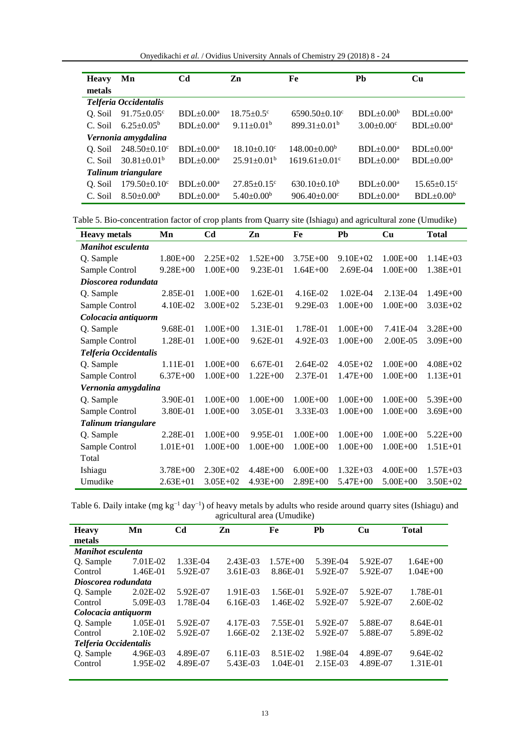| Heavy metals | Mn | Cd | Zn | Fe | Pb | Cu |
|---|---|---|---|---|---|---|
| ***Telferia Occidentalis*** | | | | | | |
| Q. Soil | 91.75±0.05[c] | BDL±0.00[a] | 18.75±0.5[c] | 6590.50±0.10[c] | BDL±0.00[b] | BDL±0.00[a] |
| C. Soil | 6.25±0.05[b] | BDL±0.00[a] | 9.11±0.01[b] | 899.31±0.01[b] | 3.00±0.00[c] | BDL±0.00[a] |
| ***Vernonia amygdalina*** | | | | | | |
| Q. Soil | 248.50±0.10[c] | BDL±0.00[a] | 18.10±0.10[c] | 148.00±0.00[b] | BDL±0.00[a] | BDL±0.00[a] |
| C. Soil | 30.81±0.01[b] | BDL±0.00[a] | 25.91±0.01[b] | 1619.61±0.01[c] | BDL±0.00[a] | BDL±0.00[a] |
| ***Talinum triangulare*** | | | | | | |
| Q. Soil | 179.50±0.10[c] | BDL±0.00[a] | 27.85±0.15[c] | 630.10±0.10[b] | BDL±0.00[a] | 15.65±0.15[c] |
| C. Soil | 8.50±0.00[b] | BDL±0.00[a] | 5.40±0.00[b] | 906.40±0.00[c] | BDL±0.00[a] | BDL±0.00[b] |

Table 5. Bio-concentration factor of crop plants from Quarry site (Ishiagu) and agricultural zone (Umudike)

| Heavy metals | Mn | Cd | Zn | Fe | Pb | Cu | Total |
|---|---|---|---|---|---|---|---|
| ***Manihot esculenta*** | | | | | | | |
| Q. Sample | 1.80E+00 | 2.25E+02 | 1.52E+00 | 3.75E+00 | 9.10E+02 | 1.00E+00 | 1.14E+03 |
| Sample Control | 9.28E+00 | 1.00E+00 | 9.23E-01 | 1.64E+00 | 2.69E-04 | 1.00E+00 | 1.38E+01 |
| ***Dioscorea rodundata*** | | | | | | | |
| Q. Sample | 2.85E-01 | 1.00E+00 | 1.62E-01 | 4.16E-02 | 1.02E-04 | 2.13E-04 | 1.49E+00 |
| Sample Control | 4.10E-02 | 3.00E+02 | 5.23E-01 | 9.29E-03 | 1.00E+00 | 1.00E+00 | 3.03E+02 |
| ***Colocacia antiquorm*** | | | | | | | |
| Q. Sample | 9.68E-01 | 1.00E+00 | 1.31E-01 | 1.78E-01 | 1.00E+00 | 7.41E-04 | 3.28E+00 |
| Sample Control | 1.28E-01 | 1.00E+00 | 9.62E-01 | 4.92E-03 | 1.00E+00 | 2.00E-05 | 3.09E+00 |
| ***Telferia Occidentalis*** | | | | | | | |
| Q. Sample | 1.11E-01 | 1.00E+00 | 6.67E-01 | 2.64E-02 | 4.05E+02 | 1.00E+00 | 4.08E+02 |
| Sample Control | 6.37E+00 | 1.00E+00 | 1.22E+00 | 2.37E-01 | 1.47E+00 | 1.00E+00 | 1.13E+01 |
| ***Vernonia amygdalina*** | | | | | | | |
| Q. Sample | 3.90E-01 | 1.00E+00 | 1.00E+00 | 1.00E+00 | 1.00E+00 | 1.00E+00 | 5.39E+00 |
| Sample Control | 3.80E-01 | 1.00E+00 | 3.05E-01 | 3.33E-03 | 1.00E+00 | 1.00E+00 | 3.69E+00 |
| ***Talinum triangulare*** | | | | | | | |
| Q. Sample | 2.28E-01 | 1.00E+00 | 9.95E-01 | 1.00E+00 | 1.00E+00 | 1.00E+00 | 5.22E+00 |
| Sample Control | 1.01E+01 | 1.00E+00 | 1.00E+00 | 1.00E+00 | 1.00E+00 | 1.00E+00 | 1.51E+01 |
| Total | | | | | | | |
| Ishiagu | 3.78E+00 | 2.30E+02 | 4.48E+00 | 6.00E+00 | 1.32E+03 | 4.00E+00 | 1.57E+03 |
| Umudike | 2.63E+01 | 3.05E+02 | 4.93E+00 | 2.89E+00 | 5.47E+00 | 5.00E+00 | 3.50E+02 |

Table 6. Daily intake (mg kg$^{-1}$ day$^{-1}$) of heavy metals by adults who reside around quarry sites (Ishiagu) and agricultural area (Umudike)

| Heavy metals | Mn | Cd | Zn | Fe | Pb | Cu | Total |
|---|---|---|---|---|---|---|---|
| ***Manihot esculenta*** | | | | | | | |
| Q. Sample | 7.01E-02 | 1.33E-04 | 2.43E-03 | 1.57E+00 | 5.39E-04 | 5.92E-07 | 1.64E+00 |
| Control | 1.46E-01 | 5.92E-07 | 3.61E-03 | 8.86E-01 | 5.92E-07 | 5.92E-07 | 1.04E+00 |
| ***Dioscorea rodundata*** | | | | | | | |
| Q. Sample | 2.02E-02 | 5.92E-07 | 1.91E-03 | 1.56E-01 | 5.92E-07 | 5.92E-07 | 1.78E-01 |
| Control | 5.09E-03 | 1.78E-04 | 6.16E-03 | 1.46E-02 | 5.92E-07 | 5.92E-07 | 2.60E-02 |
| ***Colocacia antiquorm*** | | | | | | | |
| Q. Sample | 1.05E-01 | 5.92E-07 | 4.17E-03 | 7.55E-01 | 5.92E-07 | 5.88E-07 | 8.64E-01 |
| Control | 2.10E-02 | 5.92E-07 | 1.66E-02 | 2.13E-02 | 5.92E-07 | 5.88E-07 | 5.89E-02 |
| ***Telferia Occidentalis*** | | | | | | | |
| Q. Sample | 4.96E-03 | 4.89E-07 | 6.11E-03 | 8.51E-02 | 1.98E-04 | 4.89E-07 | 9.64E-02 |
| Control | 1.95E-02 | 4.89E-07 | 5.43E-03 | 1.04E-01 | 2.15E-03 | 4.89E-07 | 1.31E-01 |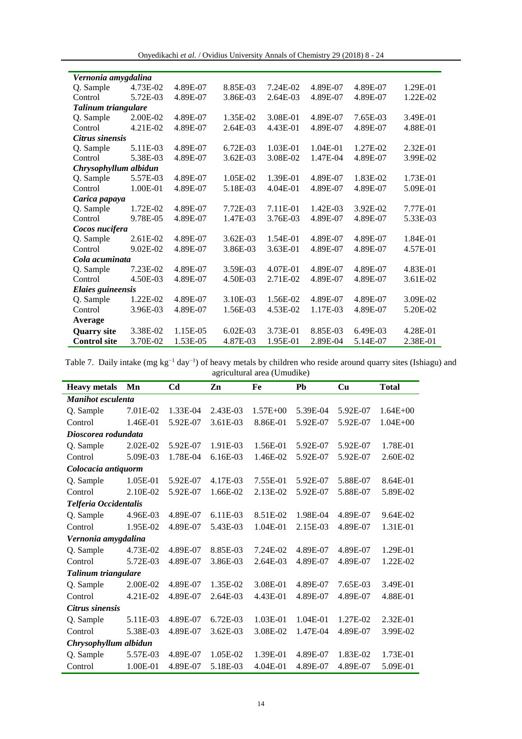| | | | | | | | |
|---|---|---|---|---|---|---|---|
| ***Vernonia amygdalina*** | | | | | | | |
| Q. Sample | 4.73E-02 | 4.89E-07 | 8.85E-03 | 7.24E-02 | 4.89E-07 | 4.89E-07 | 1.29E-01 |
| Control | 5.72E-03 | 4.89E-07 | 3.86E-03 | 2.64E-03 | 4.89E-07 | 4.89E-07 | 1.22E-02 |
| ***Talinum triangulare*** | | | | | | | |
| Q. Sample | 2.00E-02 | 4.89E-07 | 1.35E-02 | 3.08E-01 | 4.89E-07 | 7.65E-03 | 3.49E-01 |
| Control | 4.21E-02 | 4.89E-07 | 2.64E-03 | 4.43E-01 | 4.89E-07 | 4.89E-07 | 4.88E-01 |
| ***Citrus sinensis*** | | | | | | | |
| Q. Sample | 5.11E-03 | 4.89E-07 | 6.72E-03 | 1.03E-01 | 1.04E-01 | 1.27E-02 | 2.32E-01 |
| Control | 5.38E-03 | 4.89E-07 | 3.62E-03 | 3.08E-02 | 1.47E-04 | 4.89E-07 | 3.99E-02 |
| ***Chrysophyllum albidun*** | | | | | | | |
| Q. Sample | 5.57E-03 | 4.89E-07 | 1.05E-02 | 1.39E-01 | 4.89E-07 | 1.83E-02 | 1.73E-01 |
| Control | 1.00E-01 | 4.89E-07 | 5.18E-03 | 4.04E-01 | 4.89E-07 | 4.89E-07 | 5.09E-01 |
| ***Carica papaya*** | | | | | | | |
| Q. Sample | 1.72E-02 | 4.89E-07 | 7.72E-03 | 7.11E-01 | 1.42E-03 | 3.92E-02 | 7.77E-01 |
| Control | 9.78E-05 | 4.89E-07 | 1.47E-03 | 3.76E-03 | 4.89E-07 | 4.89E-07 | 5.33E-03 |
| ***Cocos nucifera*** | | | | | | | |
| Q. Sample | 2.61E-02 | 4.89E-07 | 3.62E-03 | 1.54E-01 | 4.89E-07 | 4.89E-07 | 1.84E-01 |
| Control | 9.02E-02 | 4.89E-07 | 3.86E-03 | 3.63E-01 | 4.89E-07 | 4.89E-07 | 4.57E-01 |
| ***Cola acuminata*** | | | | | | | |
| Q. Sample | 7.23E-02 | 4.89E-07 | 3.59E-03 | 4.07E-01 | 4.89E-07 | 4.89E-07 | 4.83E-01 |
| Control | 4.50E-03 | 4.89E-07 | 4.50E-03 | 2.71E-02 | 4.89E-07 | 4.89E-07 | 3.61E-02 |
| ***Elaies guineensis*** | | | | | | | |
| Q. Sample | 1.22E-02 | 4.89E-07 | 3.10E-03 | 1.56E-02 | 4.89E-07 | 4.89E-07 | 3.09E-02 |
| Control | 3.96E-03 | 4.89E-07 | 1.56E-03 | 4.53E-02 | 1.17E-03 | 4.89E-07 | 5.20E-02 |
| **Average** | | | | | | | |
| **Quarry site** | 3.38E-02 | 1.15E-05 | 6.02E-03 | 3.73E-01 | 8.85E-03 | 6.49E-03 | 4.28E-01 |
| **Control site** | 3.70E-02 | 1.53E-05 | 4.87E-03 | 1.95E-01 | 2.89E-04 | 5.14E-07 | 2.38E-01 |

Table 7. Daily intake (mg kg$^{-1}$ day$^{-1}$) of heavy metals by children who reside around quarry sites (Ishiagu) and agricultural area (Umudike)

| **Heavy metals** | **Mn** | **Cd** | **Zn** | **Fe** | **Pb** | **Cu** | **Total** |
|---|---|---|---|---|---|---|---|
| ***Manihot esculenta*** | | | | | | | |
| Q. Sample | 7.01E-02 | 1.33E-04 | 2.43E-03 | 1.57E+00 | 5.39E-04 | 5.92E-07 | 1.64E+00 |
| Control | 1.46E-01 | 5.92E-07 | 3.61E-03 | 8.86E-01 | 5.92E-07 | 5.92E-07 | 1.04E+00 |
| ***Dioscorea rodundata*** | | | | | | | |
| Q. Sample | 2.02E-02 | 5.92E-07 | 1.91E-03 | 1.56E-01 | 5.92E-07 | 5.92E-07 | 1.78E-01 |
| Control | 5.09E-03 | 1.78E-04 | 6.16E-03 | 1.46E-02 | 5.92E-07 | 5.92E-07 | 2.60E-02 |
| ***Colocacia antiquorm*** | | | | | | | |
| Q. Sample | 1.05E-01 | 5.92E-07 | 4.17E-03 | 7.55E-01 | 5.92E-07 | 5.88E-07 | 8.64E-01 |
| Control | 2.10E-02 | 5.92E-07 | 1.66E-02 | 2.13E-02 | 5.92E-07 | 5.88E-07 | 5.89E-02 |
| ***Telferia Occidentalis*** | | | | | | | |
| Q. Sample | 4.96E-03 | 4.89E-07 | 6.11E-03 | 8.51E-02 | 1.98E-04 | 4.89E-07 | 9.64E-02 |
| Control | 1.95E-02 | 4.89E-07 | 5.43E-03 | 1.04E-01 | 2.15E-03 | 4.89E-07 | 1.31E-01 |
| ***Vernonia amygdalina*** | | | | | | | |
| Q. Sample | 4.73E-02 | 4.89E-07 | 8.85E-03 | 7.24E-02 | 4.89E-07 | 4.89E-07 | 1.29E-01 |
| Control | 5.72E-03 | 4.89E-07 | 3.86E-03 | 2.64E-03 | 4.89E-07 | 4.89E-07 | 1.22E-02 |
| ***Talinum triangulare*** | | | | | | | |
| Q. Sample | 2.00E-02 | 4.89E-07 | 1.35E-02 | 3.08E-01 | 4.89E-07 | 7.65E-03 | 3.49E-01 |
| Control | 4.21E-02 | 4.89E-07 | 2.64E-03 | 4.43E-01 | 4.89E-07 | 4.89E-07 | 4.88E-01 |
| ***Citrus sinensis*** | | | | | | | |
| Q. Sample | 5.11E-03 | 4.89E-07 | 6.72E-03 | 1.03E-01 | 1.04E-01 | 1.27E-02 | 2.32E-01 |
| Control | 5.38E-03 | 4.89E-07 | 3.62E-03 | 3.08E-02 | 1.47E-04 | 4.89E-07 | 3.99E-02 |
| ***Chrysophyllum albidun*** | | | | | | | |
| Q. Sample | 5.57E-03 | 4.89E-07 | 1.05E-02 | 1.39E-01 | 4.89E-07 | 1.83E-02 | 1.73E-01 |
| Control | 1.00E-01 | 4.89E-07 | 5.18E-03 | 4.04E-01 | 4.89E-07 | 4.89E-07 | 5.09E-01 |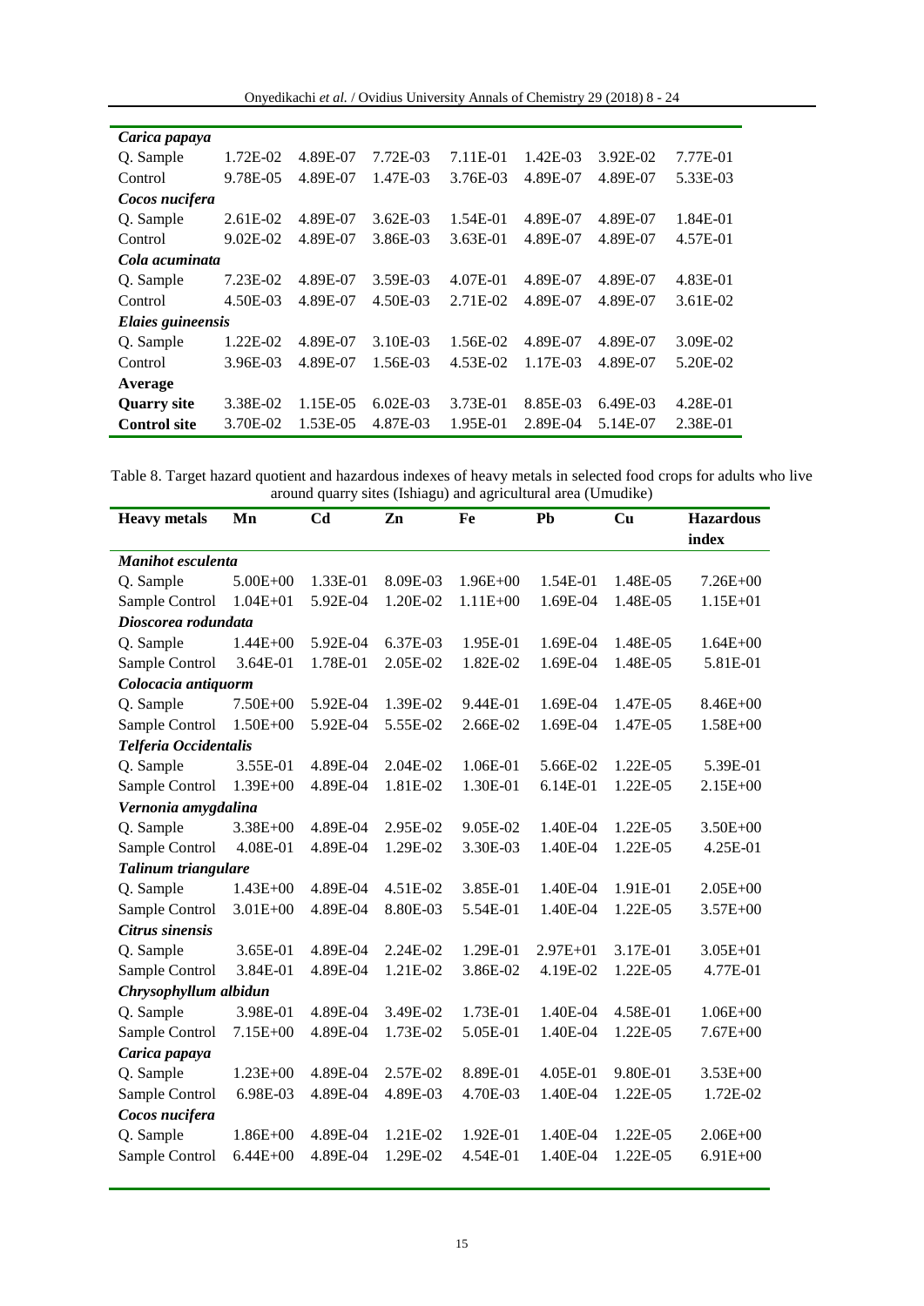| | | | | | | | |
|---|---|---|---|---|---|---|---|
| ***Carica papaya*** | | | | | | | |
| Q. Sample | 1.72E-02 | 4.89E-07 | 7.72E-03 | 7.11E-01 | 1.42E-03 | 3.92E-02 | 7.77E-01 |
| Control | 9.78E-05 | 4.89E-07 | 1.47E-03 | 3.76E-03 | 4.89E-07 | 4.89E-07 | 5.33E-03 |
| ***Cocos nucifera*** | | | | | | | |
| Q. Sample | 2.61E-02 | 4.89E-07 | 3.62E-03 | 1.54E-01 | 4.89E-07 | 4.89E-07 | 1.84E-01 |
| Control | 9.02E-02 | 4.89E-07 | 3.86E-03 | 3.63E-01 | 4.89E-07 | 4.89E-07 | 4.57E-01 |
| ***Cola acuminata*** | | | | | | | |
| Q. Sample | 7.23E-02 | 4.89E-07 | 3.59E-03 | 4.07E-01 | 4.89E-07 | 4.89E-07 | 4.83E-01 |
| Control | 4.50E-03 | 4.89E-07 | 4.50E-03 | 2.71E-02 | 4.89E-07 | 4.89E-07 | 3.61E-02 |
| ***Elaies guineensis*** | | | | | | | |
| Q. Sample | 1.22E-02 | 4.89E-07 | 3.10E-03 | 1.56E-02 | 4.89E-07 | 4.89E-07 | 3.09E-02 |
| Control | 3.96E-03 | 4.89E-07 | 1.56E-03 | 4.53E-02 | 1.17E-03 | 4.89E-07 | 5.20E-02 |
| **Average** | | | | | | | |
| **Quarry site** | 3.38E-02 | 1.15E-05 | 6.02E-03 | 3.73E-01 | 8.85E-03 | 6.49E-03 | 4.28E-01 |
| **Control site** | 3.70E-02 | 1.53E-05 | 4.87E-03 | 1.95E-01 | 2.89E-04 | 5.14E-07 | 2.38E-01 |

Table 8. Target hazard quotient and hazardous indexes of heavy metals in selected food crops for adults who live around quarry sites (Ishiagu) and agricultural area (Umudike)

| Heavy metals | Mn | Cd | Zn | Fe | Pb | Cu | Hazardous index |
|---|---|---|---|---|---|---|---|
| ***Manihot esculenta*** | | | | | | | |
| Q. Sample | 5.00E+00 | 1.33E-01 | 8.09E-03 | 1.96E+00 | 1.54E-01 | 1.48E-05 | 7.26E+00 |
| Sample Control | 1.04E+01 | 5.92E-04 | 1.20E-02 | 1.11E+00 | 1.69E-04 | 1.48E-05 | 1.15E+01 |
| ***Dioscorea rodundata*** | | | | | | | |
| Q. Sample | 1.44E+00 | 5.92E-04 | 6.37E-03 | 1.95E-01 | 1.69E-04 | 1.48E-05 | 1.64E+00 |
| Sample Control | 3.64E-01 | 1.78E-01 | 2.05E-02 | 1.82E-02 | 1.69E-04 | 1.48E-05 | 5.81E-01 |
| ***Colocacia antiquorm*** | | | | | | | |
| Q. Sample | 7.50E+00 | 5.92E-04 | 1.39E-02 | 9.44E-01 | 1.69E-04 | 1.47E-05 | 8.46E+00 |
| Sample Control | 1.50E+00 | 5.92E-04 | 5.55E-02 | 2.66E-02 | 1.69E-04 | 1.47E-05 | 1.58E+00 |
| ***Telferia Occidentalis*** | | | | | | | |
| Q. Sample | 3.55E-01 | 4.89E-04 | 2.04E-02 | 1.06E-01 | 5.66E-02 | 1.22E-05 | 5.39E-01 |
| Sample Control | 1.39E+00 | 4.89E-04 | 1.81E-02 | 1.30E-01 | 6.14E-01 | 1.22E-05 | 2.15E+00 |
| ***Vernonia amygdalina*** | | | | | | | |
| Q. Sample | 3.38E+00 | 4.89E-04 | 2.95E-02 | 9.05E-02 | 1.40E-04 | 1.22E-05 | 3.50E+00 |
| Sample Control | 4.08E-01 | 4.89E-04 | 1.29E-02 | 3.30E-03 | 1.40E-04 | 1.22E-05 | 4.25E-01 |
| ***Talinum triangulare*** | | | | | | | |
| Q. Sample | 1.43E+00 | 4.89E-04 | 4.51E-02 | 3.85E-01 | 1.40E-04 | 1.91E-01 | 2.05E+00 |
| Sample Control | 3.01E+00 | 4.89E-04 | 8.80E-03 | 5.54E-01 | 1.40E-04 | 1.22E-05 | 3.57E+00 |
| ***Citrus sinensis*** | | | | | | | |
| Q. Sample | 3.65E-01 | 4.89E-04 | 2.24E-02 | 1.29E-01 | 2.97E+01 | 3.17E-01 | 3.05E+01 |
| Sample Control | 3.84E-01 | 4.89E-04 | 1.21E-02 | 3.86E-02 | 4.19E-02 | 1.22E-05 | 4.77E-01 |
| ***Chrysophyllum albidun*** | | | | | | | |
| Q. Sample | 3.98E-01 | 4.89E-04 | 3.49E-02 | 1.73E-01 | 1.40E-04 | 4.58E-01 | 1.06E+00 |
| Sample Control | 7.15E+00 | 4.89E-04 | 1.73E-02 | 5.05E-01 | 1.40E-04 | 1.22E-05 | 7.67E+00 |
| ***Carica papaya*** | | | | | | | |
| Q. Sample | 1.23E+00 | 4.89E-04 | 2.57E-02 | 8.89E-01 | 4.05E-01 | 9.80E-01 | 3.53E+00 |
| Sample Control | 6.98E-03 | 4.89E-04 | 4.89E-03 | 4.70E-03 | 1.40E-04 | 1.22E-05 | 1.72E-02 |
| ***Cocos nucifera*** | | | | | | | |
| Q. Sample | 1.86E+00 | 4.89E-04 | 1.21E-02 | 1.92E-01 | 1.40E-04 | 1.22E-05 | 2.06E+00 |
| Sample Control | 6.44E+00 | 4.89E-04 | 1.29E-02 | 4.54E-01 | 1.40E-04 | 1.22E-05 | 6.91E+00 |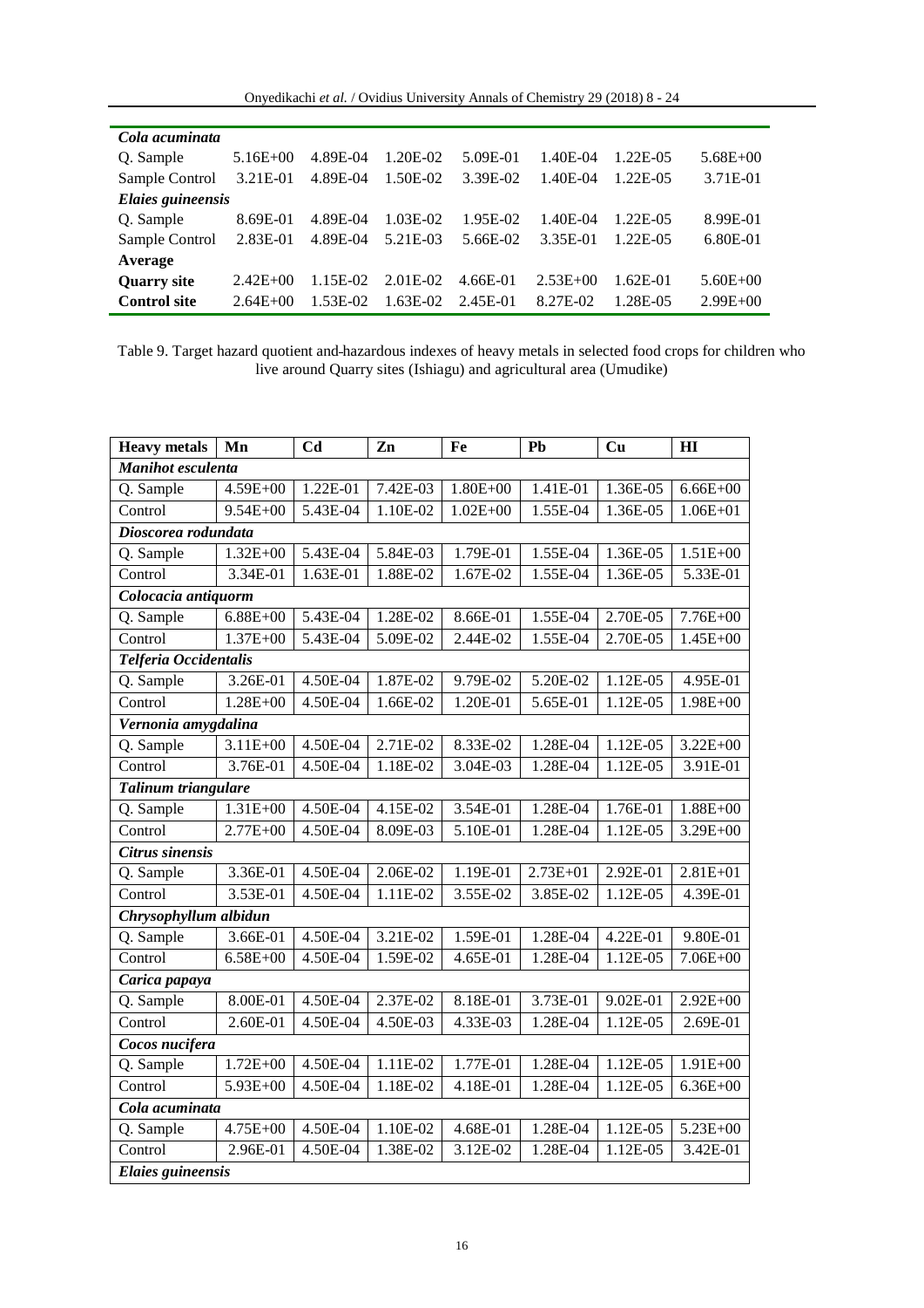| | | | | | | | |
|---|---|---|---|---|---|---|---|
| ***Cola acuminata*** | | | | | | | |
| Q. Sample | 5.16E+00 | 4.89E-04 | 1.20E-02 | 5.09E-01 | 1.40E-04 | 1.22E-05 | 5.68E+00 |
| Sample Control | 3.21E-01 | 4.89E-04 | 1.50E-02 | 3.39E-02 | 1.40E-04 | 1.22E-05 | 3.71E-01 |
| ***Elaies guineensis*** | | | | | | | |
| Q. Sample | 8.69E-01 | 4.89E-04 | 1.03E-02 | 1.95E-02 | 1.40E-04 | 1.22E-05 | 8.99E-01 |
| Sample Control | 2.83E-01 | 4.89E-04 | 5.21E-03 | 5.66E-02 | 3.35E-01 | 1.22E-05 | 6.80E-01 |
| **Average** | | | | | | | |
| **Quarry site** | 2.42E+00 | 1.15E-02 | 2.01E-02 | 4.66E-01 | 2.53E+00 | 1.62E-01 | 5.60E+00 |
| **Control site** | 2.64E+00 | 1.53E-02 | 1.63E-02 | 2.45E-01 | 8.27E-02 | 1.28E-05 | 2.99E+00 |

Table 9. Target hazard quotient and hazardous indexes of heavy metals in selected food crops for children who live around Quarry sites (Ishiagu) and agricultural area (Umudike)

| Heavy metals | Mn | Cd | Zn | Fe | Pb | Cu | HI |
|---|---|---|---|---|---|---|---|
| ***Manihot esculenta*** | | | | | | | |
| Q. Sample | 4.59E+00 | 1.22E-01 | 7.42E-03 | 1.80E+00 | 1.41E-01 | 1.36E-05 | 6.66E+00 |
| Control | 9.54E+00 | 5.43E-04 | 1.10E-02 | 1.02E+00 | 1.55E-04 | 1.36E-05 | 1.06E+01 |
| ***Dioscorea rodundata*** | | | | | | | |
| Q. Sample | 1.32E+00 | 5.43E-04 | 5.84E-03 | 1.79E-01 | 1.55E-04 | 1.36E-05 | 1.51E+00 |
| Control | 3.34E-01 | 1.63E-01 | 1.88E-02 | 1.67E-02 | 1.55E-04 | 1.36E-05 | 5.33E-01 |
| ***Colocacia antiquorm*** | | | | | | | |
| Q. Sample | 6.88E+00 | 5.43E-04 | 1.28E-02 | 8.66E-01 | 1.55E-04 | 2.70E-05 | 7.76E+00 |
| Control | 1.37E+00 | 5.43E-04 | 5.09E-02 | 2.44E-02 | 1.55E-04 | 2.70E-05 | 1.45E+00 |
| ***Telferia Occidentalis*** | | | | | | | |
| Q. Sample | 3.26E-01 | 4.50E-04 | 1.87E-02 | 9.79E-02 | 5.20E-02 | 1.12E-05 | 4.95E-01 |
| Control | 1.28E+00 | 4.50E-04 | 1.66E-02 | 1.20E-01 | 5.65E-01 | 1.12E-05 | 1.98E+00 |
| ***Vernonia amygdalina*** | | | | | | | |
| Q. Sample | 3.11E+00 | 4.50E-04 | 2.71E-02 | 8.33E-02 | 1.28E-04 | 1.12E-05 | 3.22E+00 |
| Control | 3.76E-01 | 4.50E-04 | 1.18E-02 | 3.04E-03 | 1.28E-04 | 1.12E-05 | 3.91E-01 |
| ***Talinum triangulare*** | | | | | | | |
| Q. Sample | 1.31E+00 | 4.50E-04 | 4.15E-02 | 3.54E-01 | 1.28E-04 | 1.76E-01 | 1.88E+00 |
| Control | 2.77E+00 | 4.50E-04 | 8.09E-03 | 5.10E-01 | 1.28E-04 | 1.12E-05 | 3.29E+00 |
| ***Citrus sinensis*** | | | | | | | |
| Q. Sample | 3.36E-01 | 4.50E-04 | 2.06E-02 | 1.19E-01 | 2.73E+01 | 2.92E-01 | 2.81E+01 |
| Control | 3.53E-01 | 4.50E-04 | 1.11E-02 | 3.55E-02 | 3.85E-02 | 1.12E-05 | 4.39E-01 |
| ***Chrysophyllum albidun*** | | | | | | | |
| Q. Sample | 3.66E-01 | 4.50E-04 | 3.21E-02 | 1.59E-01 | 1.28E-04 | 4.22E-01 | 9.80E-01 |
| Control | 6.58E+00 | 4.50E-04 | 1.59E-02 | 4.65E-01 | 1.28E-04 | 1.12E-05 | 7.06E+00 |
| ***Carica papaya*** | | | | | | | |
| Q. Sample | 8.00E-01 | 4.50E-04 | 2.37E-02 | 8.18E-01 | 3.73E-01 | 9.02E-01 | 2.92E+00 |
| Control | 2.60E-01 | 4.50E-04 | 4.50E-03 | 4.33E-03 | 1.28E-04 | 1.12E-05 | 2.69E-01 |
| ***Cocos nucifera*** | | | | | | | |
| Q. Sample | 1.72E+00 | 4.50E-04 | 1.11E-02 | 1.77E-01 | 1.28E-04 | 1.12E-05 | 1.91E+00 |
| Control | 5.93E+00 | 4.50E-04 | 1.18E-02 | 4.18E-01 | 1.28E-04 | 1.12E-05 | 6.36E+00 |
| ***Cola acuminata*** | | | | | | | |
| Q. Sample | 4.75E+00 | 4.50E-04 | 1.10E-02 | 4.68E-01 | 1.28E-04 | 1.12E-05 | 5.23E+00 |
| Control | 2.96E-01 | 4.50E-04 | 1.38E-02 | 3.12E-02 | 1.28E-04 | 1.12E-05 | 3.42E-01 |
| ***Elaies guineensis*** | | | | | | | |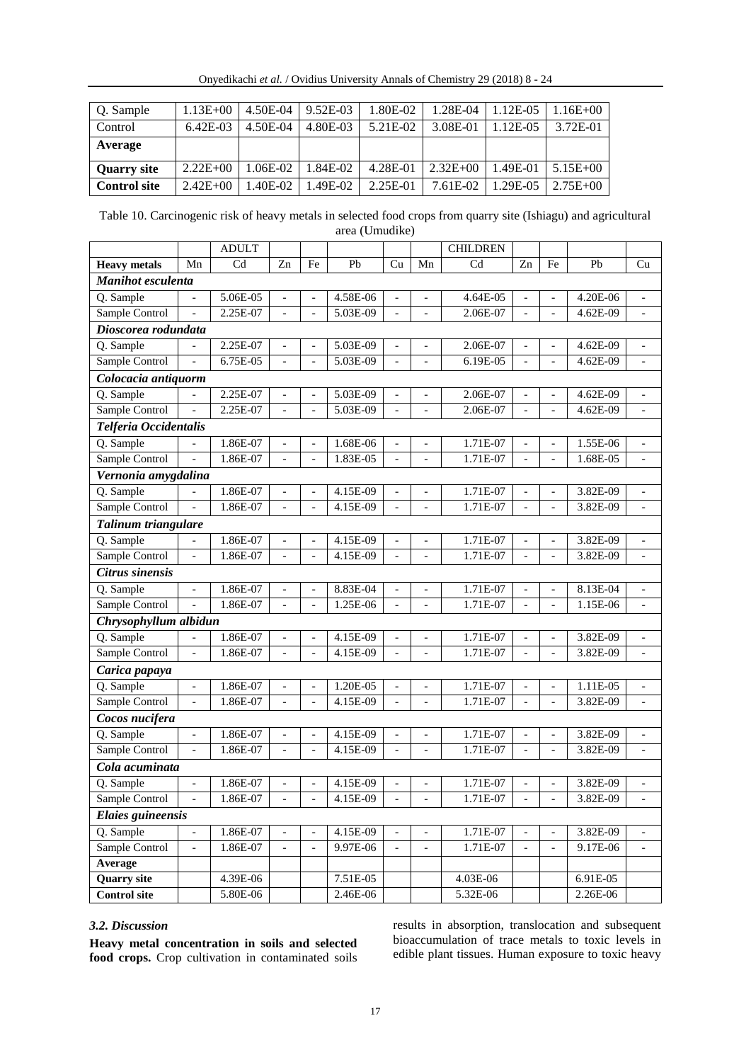| Q. Sample | 1.13E+00 | 4.50E-04 | 9.52E-03 | 1.80E-02 | 1.28E-04 | 1.12E-05 | 1.16E+00 |
|---|---|---|---|---|---|---|---|
| Control | 6.42E-03 | 4.50E-04 | 4.80E-03 | 5.21E-02 | 3.08E-01 | 1.12E-05 | 3.72E-01 |
| **Average** | | | | | | | |
| **Quarry site** | 2.22E+00 | 1.06E-02 | 1.84E-02 | 4.28E-01 | 2.32E+00 | 1.49E-01 | 5.15E+00 |
| **Control site** | 2.42E+00 | 1.40E-02 | 1.49E-02 | 2.25E-01 | 7.61E-02 | 1.29E-05 | 2.75E+00 |

Table 10. Carcinogenic risk of heavy metals in selected food crops from quarry site (Ishiagu) and agricultural area (Umudike)

| | | ADULT | | | | | | CHILDREN | | | | |
|---|---|---|---|---|---|---|---|---|---|---|---|---|
| **Heavy metals** | Mn | Cd | Zn | Fe | Pb | Cu | Mn | Cd | Zn | Fe | Pb | Cu |
| ***Manihot esculenta*** | | | | | | | | | | | | |
| Q. Sample | - | 5.06E-05 | - | - | 4.58E-06 | - | - | 4.64E-05 | - | - | 4.20E-06 | - |
| Sample Control | - | 2.25E-07 | - | - | 5.03E-09 | - | - | 2.06E-07 | - | - | 4.62E-09 | - |
| ***Dioscorea rodundata*** | | | | | | | | | | | | |
| Q. Sample | - | 2.25E-07 | - | - | 5.03E-09 | - | - | 2.06E-07 | - | - | 4.62E-09 | - |
| Sample Control | - | 6.75E-05 | - | - | 5.03E-09 | - | - | 6.19E-05 | - | - | 4.62E-09 | - |
| ***Colocacia antiquorm*** | | | | | | | | | | | | |
| Q. Sample | - | 2.25E-07 | - | - | 5.03E-09 | - | - | 2.06E-07 | - | - | 4.62E-09 | - |
| Sample Control | - | 2.25E-07 | - | - | 5.03E-09 | - | - | 2.06E-07 | - | - | 4.62E-09 | - |
| ***Telferia Occidentalis*** | | | | | | | | | | | | |
| Q. Sample | - | 1.86E-07 | - | - | 1.68E-06 | - | - | 1.71E-07 | - | - | 1.55E-06 | - |
| Sample Control | - | 1.86E-07 | - | - | 1.83E-05 | - | - | 1.71E-07 | - | - | 1.68E-05 | - |
| ***Vernonia amygdalina*** | | | | | | | | | | | | |
| Q. Sample | - | 1.86E-07 | - | - | 4.15E-09 | - | - | 1.71E-07 | - | - | 3.82E-09 | - |
| Sample Control | - | 1.86E-07 | - | - | 4.15E-09 | - | - | 1.71E-07 | - | - | 3.82E-09 | - |
| ***Talinum triangulare*** | | | | | | | | | | | | |
| Q. Sample | - | 1.86E-07 | - | - | 4.15E-09 | - | - | 1.71E-07 | - | - | 3.82E-09 | - |
| Sample Control | - | 1.86E-07 | - | - | 4.15E-09 | - | - | 1.71E-07 | - | - | 3.82E-09 | - |
| ***Citrus sinensis*** | | | | | | | | | | | | |
| Q. Sample | - | 1.86E-07 | - | - | 8.83E-04 | - | - | 1.71E-07 | - | - | 8.13E-04 | - |
| Sample Control | - | 1.86E-07 | - | - | 1.25E-06 | - | - | 1.71E-07 | - | - | 1.15E-06 | - |
| ***Chrysophyllum albidun*** | | | | | | | | | | | | |
| Q. Sample | - | 1.86E-07 | - | - | 4.15E-09 | - | - | 1.71E-07 | - | - | 3.82E-09 | - |
| Sample Control | - | 1.86E-07 | - | - | 4.15E-09 | - | - | 1.71E-07 | - | - | 3.82E-09 | - |
| ***Carica papaya*** | | | | | | | | | | | | |
| Q. Sample | - | 1.86E-07 | - | - | 1.20E-05 | - | - | 1.71E-07 | - | - | 1.11E-05 | - |
| Sample Control | - | 1.86E-07 | - | - | 4.15E-09 | - | - | 1.71E-07 | - | - | 3.82E-09 | - |
| ***Cocos nucifera*** | | | | | | | | | | | | |
| Q. Sample | - | 1.86E-07 | - | - | 4.15E-09 | - | - | 1.71E-07 | - | - | 3.82E-09 | - |
| Sample Control | - | 1.86E-07 | - | - | 4.15E-09 | - | - | 1.71E-07 | - | - | 3.82E-09 | - |
| ***Cola acuminata*** | | | | | | | | | | | | |
| Q. Sample | - | 1.86E-07 | - | - | 4.15E-09 | - | - | 1.71E-07 | - | - | 3.82E-09 | - |
| Sample Control | - | 1.86E-07 | - | - | 4.15E-09 | - | - | 1.71E-07 | - | - | 3.82E-09 | - |
| ***Elaies guineensis*** | | | | | | | | | | | | |
| Q. Sample | - | 1.86E-07 | - | - | 4.15E-09 | - | - | 1.71E-07 | - | - | 3.82E-09 | - |
| Sample Control | - | 1.86E-07 | - | - | 9.97E-06 | - | - | 1.71E-07 | - | - | 9.17E-06 | - |
| **Average** | | | | | | | | | | | | |
| **Quarry site** | | 4.39E-06 | | | 7.51E-05 | | | 4.03E-06 | | | 6.91E-05 | |
| **Control site** | | 5.80E-06 | | | 2.46E-06 | | | 5.32E-06 | | | 2.26E-06 | |

### *3.2. Discussion*

**Heavy metal concentration in soils and selected food crops.** Crop cultivation in contaminated soils results in absorption, translocation and subsequent bioaccumulation of trace metals to toxic levels in edible plant tissues. Human exposure to toxic heavy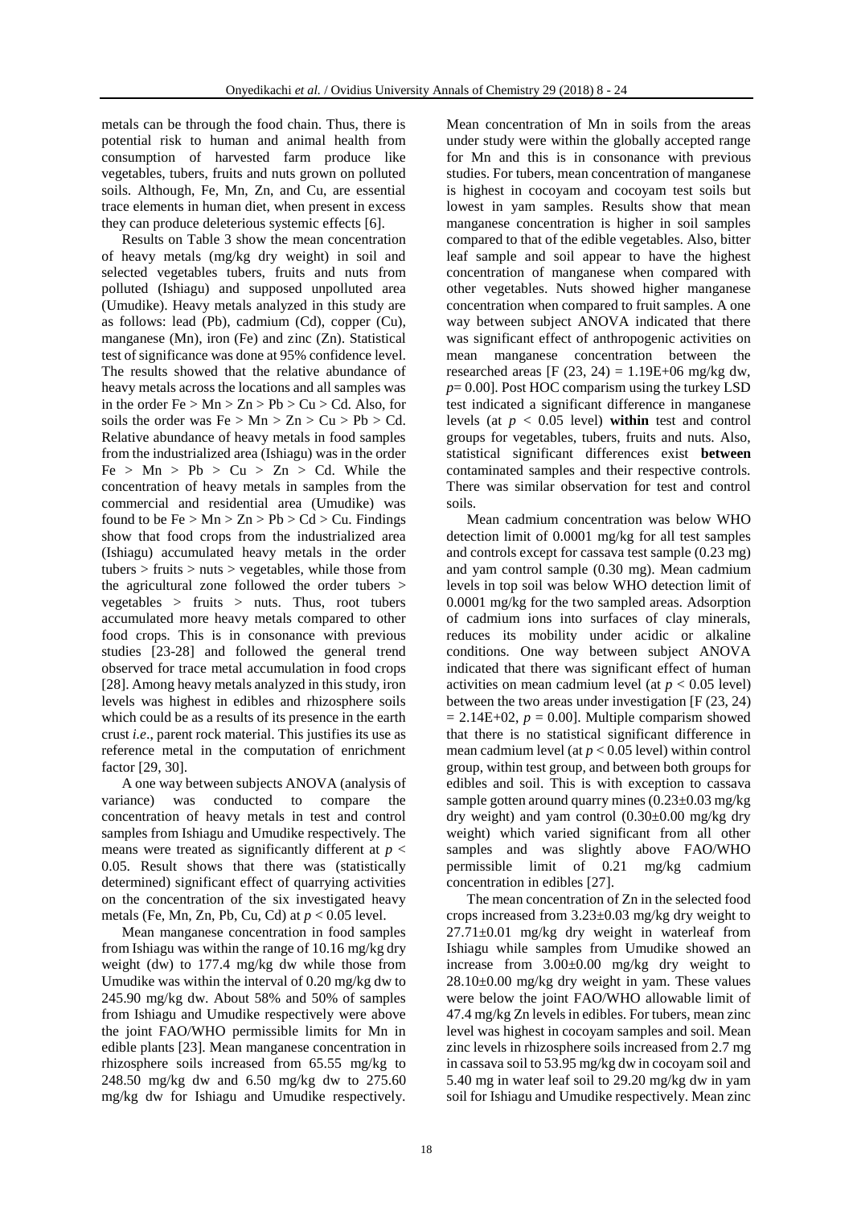metals can be through the food chain. Thus, there is potential risk to human and animal health from consumption of harvested farm produce like vegetables, tubers, fruits and nuts grown on polluted soils. Although, Fe, Mn, Zn, and Cu, are essential trace elements in human diet, when present in excess they can produce deleterious systemic effects [6].

Results on Table 3 show the mean concentration of heavy metals (mg/kg dry weight) in soil and selected vegetables tubers, fruits and nuts from polluted (Ishiagu) and supposed unpolluted area (Umudike). Heavy metals analyzed in this study are as follows: lead (Pb), cadmium (Cd), copper (Cu), manganese (Mn), iron (Fe) and zinc (Zn). Statistical test of significance was done at 95% confidence level. The results showed that the relative abundance of heavy metals across the locations and all samples was in the order Fe > Mn > Zn > Pb > Cu > Cd. Also, for soils the order was Fe > Mn > Zn > Cu > Pb > Cd. Relative abundance of heavy metals in food samples from the industrialized area (Ishiagu) was in the order Fe > Mn > Pb > Cu > Zn > Cd. While the concentration of heavy metals in samples from the commercial and residential area (Umudike) was found to be Fe > Mn > Zn > Pb > Cd > Cu. Findings show that food crops from the industrialized area (Ishiagu) accumulated heavy metals in the order tubers > fruits > nuts > vegetables, while those from the agricultural zone followed the order tubers > vegetables > fruits > nuts. Thus, root tubers accumulated more heavy metals compared to other food crops. This is in consonance with previous studies [23-28] and followed the general trend observed for trace metal accumulation in food crops [28]. Among heavy metals analyzed in this study, iron levels was highest in edibles and rhizosphere soils which could be as a results of its presence in the earth crust *i.e*., parent rock material. This justifies its use as reference metal in the computation of enrichment factor [29, 30].

A one way between subjects ANOVA (analysis of variance) was conducted to compare the concentration of heavy metals in test and control samples from Ishiagu and Umudike respectively. The means were treated as significantly different at $p < 0.05$. Result shows that there was (statistically determined) significant effect of quarrying activities on the concentration of the six investigated heavy metals (Fe, Mn, Zn, Pb, Cu, Cd) at $p < 0.05$ level.

Mean manganese concentration in food samples from Ishiagu was within the range of 10.16 mg/kg dry weight (dw) to 177.4 mg/kg dw while those from Umudike was within the interval of 0.20 mg/kg dw to 245.90 mg/kg dw. About 58% and 50% of samples from Ishiagu and Umudike respectively were above the joint FAO/WHO permissible limits for Mn in edible plants [23]. Mean manganese concentration in rhizosphere soils increased from 65.55 mg/kg to 248.50 mg/kg dw and 6.50 mg/kg dw to 275.60 mg/kg dw for Ishiagu and Umudike respectively. Mean concentration of Mn in soils from the areas under study were within the globally accepted range for Mn and this is in consonance with previous studies. For tubers, mean concentration of manganese is highest in cocoyam and cocoyam test soils but lowest in yam samples. Results show that mean manganese concentration is higher in soil samples compared to that of the edible vegetables. Also, bitter leaf sample and soil appear to have the highest concentration of manganese when compared with other vegetables. Nuts showed higher manganese concentration when compared to fruit samples. A one way between subject ANOVA indicated that there was significant effect of anthropogenic activities on mean manganese concentration between the researched areas [F (23, 24) = 1.19E+06 mg/kg dw, $p$= 0.00]. Post HOC comparism using the turkey LSD test indicated a significant difference in manganese levels (at $p < 0.05$ level) **within** test and control groups for vegetables, tubers, fruits and nuts. Also, statistical significant differences exist **between** contaminated samples and their respective controls. There was similar observation for test and control soils.

Mean cadmium concentration was below WHO detection limit of 0.0001 mg/kg for all test samples and controls except for cassava test sample (0.23 mg) and yam control sample (0.30 mg). Mean cadmium levels in top soil was below WHO detection limit of 0.0001 mg/kg for the two sampled areas. Adsorption of cadmium ions into surfaces of clay minerals, reduces its mobility under acidic or alkaline conditions. One way between subject ANOVA indicated that there was significant effect of human activities on mean cadmium level (at $p < 0.05$ level) between the two areas under investigation [F (23, 24) = 2.14E+02, $p$ = 0.00]. Multiple comparism showed that there is no statistical significant difference in mean cadmium level (at $p < 0.05$ level) within control group, within test group, and between both groups for edibles and soil. This is with exception to cassava sample gotten around quarry mines (0.23±0.03 mg/kg dry weight) and yam control (0.30±0.00 mg/kg dry weight) which varied significant from all other samples and was slightly above FAO/WHO permissible limit of 0.21 mg/kg cadmium concentration in edibles [27].

The mean concentration of Zn in the selected food crops increased from 3.23±0.03 mg/kg dry weight to 27.71±0.01 mg/kg dry weight in waterleaf from Ishiagu while samples from Umudike showed an increase from 3.00±0.00 mg/kg dry weight to 28.10±0.00 mg/kg dry weight in yam. These values were below the joint FAO/WHO allowable limit of 47.4 mg/kg Zn levels in edibles. For tubers, mean zinc level was highest in cocoyam samples and soil. Mean zinc levels in rhizosphere soils increased from 2.7 mg in cassava soil to 53.95 mg/kg dw in cocoyam soil and 5.40 mg in water leaf soil to 29.20 mg/kg dw in yam soil for Ishiagu and Umudike respectively. Mean zinc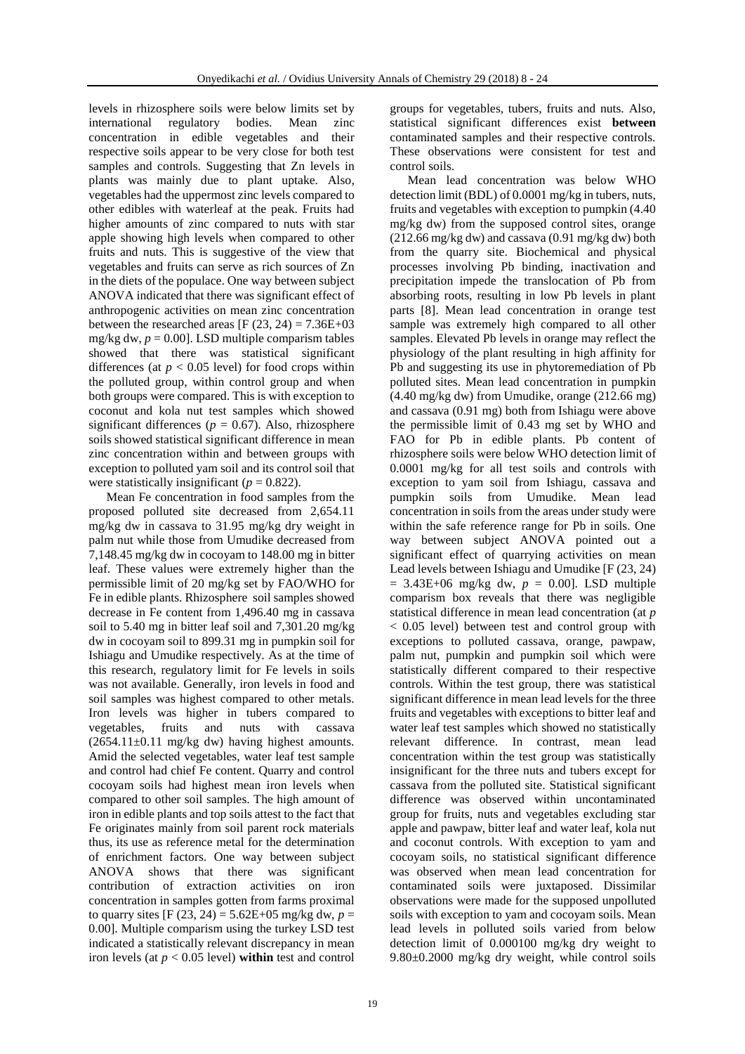levels in rhizosphere soils were below limits set by international regulatory bodies. Mean zinc concentration in edible vegetables and their respective soils appear to be very close for both test samples and controls. Suggesting that Zn levels in plants was mainly due to plant uptake. Also, vegetables had the uppermost zinc levels compared to other edibles with waterleaf at the peak. Fruits had higher amounts of zinc compared to nuts with star apple showing high levels when compared to other fruits and nuts. This is suggestive of the view that vegetables and fruits can serve as rich sources of Zn in the diets of the populace. One way between subject ANOVA indicated that there was significant effect of anthropogenic activities on mean zinc concentration between the researched areas [F (23, 24) = 7.36E+03 mg/kg dw, $p$ = 0.00]. LSD multiple comparism tables showed that there was statistical significant differences (at $p < 0.05$ level) for food crops within the polluted group, within control group and when both groups were compared. This is with exception to coconut and kola nut test samples which showed significant differences ($p$ = 0.67). Also, rhizosphere soils showed statistical significant difference in mean zinc concentration within and between groups with exception to polluted yam soil and its control soil that were statistically insignificant ($p$ = 0.822).

Mean Fe concentration in food samples from the proposed polluted site decreased from 2,654.11 mg/kg dw in cassava to 31.95 mg/kg dry weight in palm nut while those from Umudike decreased from 7,148.45 mg/kg dw in cocoyam to 148.00 mg in bitter leaf. These values were extremely higher than the permissible limit of 20 mg/kg set by FAO/WHO for Fe in edible plants. Rhizosphere soil samples showed decrease in Fe content from 1,496.40 mg in cassava soil to 5.40 mg in bitter leaf soil and 7,301.20 mg/kg dw in cocoyam soil to 899.31 mg in pumpkin soil for Ishiagu and Umudike respectively. As at the time of this research, regulatory limit for Fe levels in soils was not available. Generally, iron levels in food and soil samples was highest compared to other metals. Iron levels was higher in tubers compared to vegetables, fruits and nuts with cassava (2654.11±0.11 mg/kg dw) having highest amounts. Amid the selected vegetables, water leaf test sample and control had chief Fe content. Quarry and control cocoyam soils had highest mean iron levels when compared to other soil samples. The high amount of iron in edible plants and top soils attest to the fact that Fe originates mainly from soil parent rock materials thus, its use as reference metal for the determination of enrichment factors. One way between subject ANOVA shows that there was significant contribution of extraction activities on iron concentration in samples gotten from farms proximal to quarry sites [F (23, 24) = 5.62E+05 mg/kg dw, $p$ = 0.00]. Multiple comparism using the turkey LSD test indicated a statistically relevant discrepancy in mean iron levels (at $p < 0.05$ level) **within** test and control groups for vegetables, tubers, fruits and nuts. Also, statistical significant differences exist **between** contaminated samples and their respective controls. These observations were consistent for test and control soils.

Mean lead concentration was below WHO detection limit (BDL) of 0.0001 mg/kg in tubers, nuts, fruits and vegetables with exception to pumpkin (4.40 mg/kg dw) from the supposed control sites, orange (212.66 mg/kg dw) and cassava (0.91 mg/kg dw) both from the quarry site. Biochemical and physical processes involving Pb binding, inactivation and precipitation impede the translocation of Pb from absorbing roots, resulting in low Pb levels in plant parts [8]. Mean lead concentration in orange test sample was extremely high compared to all other samples. Elevated Pb levels in orange may reflect the physiology of the plant resulting in high affinity for Pb and suggesting its use in phytoremediation of Pb polluted sites. Mean lead concentration in pumpkin (4.40 mg/kg dw) from Umudike, orange (212.66 mg) and cassava (0.91 mg) both from Ishiagu were above the permissible limit of 0.43 mg set by WHO and FAO for Pb in edible plants. Pb content of rhizosphere soils were below WHO detection limit of 0.0001 mg/kg for all test soils and controls with exception to yam soil from Ishiagu, cassava and pumpkin soils from Umudike. Mean lead concentration in soils from the areas under study were within the safe reference range for Pb in soils. One way between subject ANOVA pointed out a significant effect of quarrying activities on mean Lead levels between Ishiagu and Umudike [F (23, 24) = 3.43E+06 mg/kg dw, $p$ = 0.00]. LSD multiple comparism box reveals that there was negligible statistical difference in mean lead concentration (at $p < 0.05$ level) between test and control group with exceptions to polluted cassava, orange, pawpaw, palm nut, pumpkin and pumpkin soil which were statistically different compared to their respective controls. Within the test group, there was statistical significant difference in mean lead levels for the three fruits and vegetables with exceptions to bitter leaf and water leaf test samples which showed no statistically relevant difference. In contrast, mean lead concentration within the test group was statistically insignificant for the three nuts and tubers except for cassava from the polluted site. Statistical significant difference was observed within uncontaminated group for fruits, nuts and vegetables excluding star apple and pawpaw, bitter leaf and water leaf, kola nut and coconut controls. With exception to yam and cocoyam soils, no statistical significant difference was observed when mean lead concentration for contaminated soils were juxtaposed. Dissimilar observations were made for the supposed unpolluted soils with exception to yam and cocoyam soils. Mean lead levels in polluted soils varied from below detection limit of 0.000100 mg/kg dry weight to 9.80±0.2000 mg/kg dry weight, while control soils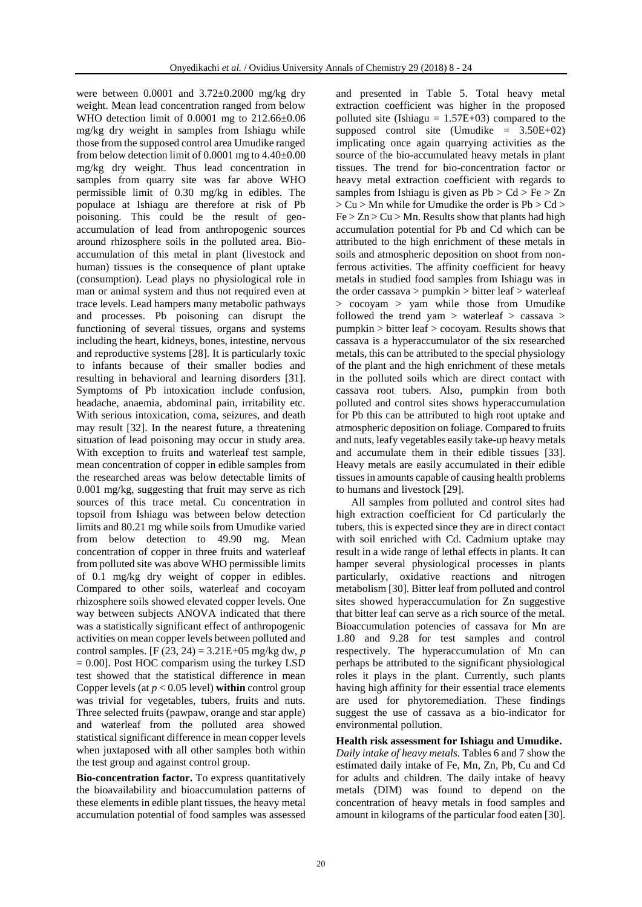were between 0.0001 and 3.72±0.2000 mg/kg dry weight. Mean lead concentration ranged from below WHO detection limit of 0.0001 mg to 212.66±0.06 mg/kg dry weight in samples from Ishiagu while those from the supposed control area Umudike ranged from below detection limit of 0.0001 mg to 4.40±0.00 mg/kg dry weight. Thus lead concentration in samples from quarry site was far above WHO permissible limit of 0.30 mg/kg in edibles. The populace at Ishiagu are therefore at risk of Pb poisoning. This could be the result of geo-accumulation of lead from anthropogenic sources around rhizosphere soils in the polluted area. Bio-accumulation of this metal in plant (livestock and human) tissues is the consequence of plant uptake (consumption). Lead plays no physiological role in man or animal system and thus not required even at trace levels. Lead hampers many metabolic pathways and processes. Pb poisoning can disrupt the functioning of several tissues, organs and systems including the heart, kidneys, bones, intestine, nervous and reproductive systems [28]. It is particularly toxic to infants because of their smaller bodies and resulting in behavioral and learning disorders [31]. Symptoms of Pb intoxication include confusion, headache, anaemia, abdominal pain, irritability etc. With serious intoxication, coma, seizures, and death may result [32]. In the nearest future, a threatening situation of lead poisoning may occur in study area. With exception to fruits and waterleaf test sample, mean concentration of copper in edible samples from the researched areas was below detectable limits of 0.001 mg/kg, suggesting that fruit may serve as rich sources of this trace metal. Cu concentration in topsoil from Ishiagu was between below detection limits and 80.21 mg while soils from Umudike varied from below detection to 49.90 mg. Mean concentration of copper in three fruits and waterleaf from polluted site was above WHO permissible limits of 0.1 mg/kg dry weight of copper in edibles. Compared to other soils, waterleaf and cocoyam rhizosphere soils showed elevated copper levels. One way between subjects ANOVA indicated that there was a statistically significant effect of anthropogenic activities on mean copper levels between polluted and control samples. [$F(23, 24) = 3.21E+05$ mg/kg dw, $p = 0.00$]. Post HOC comparism using the turkey LSD test showed that the statistical difference in mean Copper levels (at $p < 0.05$ level) **within** control group was trivial for vegetables, tubers, fruits and nuts. Three selected fruits (pawpaw, orange and star apple) and waterleaf from the polluted area showed statistical significant difference in mean copper levels when juxtaposed with all other samples both within the test group and against control group.

**Bio-concentration factor.** To express quantitatively the bioavailability and bioaccumulation patterns of these elements in edible plant tissues, the heavy metal accumulation potential of food samples was assessed and presented in Table 5. Total heavy metal extraction coefficient was higher in the proposed polluted site (Ishiagu = 1.57E+03) compared to the supposed control site (Umudike = 3.50E+02) implicating once again quarrying activities as the source of the bio-accumulated heavy metals in plant tissues. The trend for bio-concentration factor or heavy metal extraction coefficient with regards to samples from Ishiagu is given as Pb > Cd > Fe > Zn > Cu > Mn while for Umudike the order is Pb > Cd > Fe > Zn > Cu > Mn. Results show that plants had high accumulation potential for Pb and Cd which can be attributed to the high enrichment of these metals in soils and atmospheric deposition on shoot from non-ferrous activities. The affinity coefficient for heavy metals in studied food samples from Ishiagu was in the order cassava > pumpkin > bitter leaf > waterleaf > cocoyam > yam while those from Umudike followed the trend yam > waterleaf > cassava > pumpkin > bitter leaf > cocoyam. Results shows that cassava is a hyperaccumulator of the six researched metals, this can be attributed to the special physiology of the plant and the high enrichment of these metals in the polluted soils which are direct contact with cassava root tubers. Also, pumpkin from both polluted and control sites shows hyperaccumulation for Pb this can be attributed to high root uptake and atmospheric deposition on foliage. Compared to fruits and nuts, leafy vegetables easily take-up heavy metals and accumulate them in their edible tissues [33]. Heavy metals are easily accumulated in their edible tissues in amounts capable of causing health problems to humans and livestock [29].

All samples from polluted and control sites had high extraction coefficient for Cd particularly the tubers, this is expected since they are in direct contact with soil enriched with Cd. Cadmium uptake may result in a wide range of lethal effects in plants. It can hamper several physiological processes in plants particularly, oxidative reactions and nitrogen metabolism [30]. Bitter leaf from polluted and control sites showed hyperaccumulation for Zn suggestive that bitter leaf can serve as a rich source of the metal. Bioaccumulation potencies of cassava for Mn are 1.80 and 9.28 for test samples and control respectively. The hyperaccumulation of Mn can perhaps be attributed to the significant physiological roles it plays in the plant. Currently, such plants having high affinity for their essential trace elements are used for phytoremediation. These findings suggest the use of cassava as a bio-indicator for environmental pollution.

**Health risk assessment for Ishiagu and Umudike.**

*Daily intake of heavy metals.* Tables 6 and 7 show the estimated daily intake of Fe, Mn, Zn, Pb, Cu and Cd for adults and children. The daily intake of heavy metals (DIM) was found to depend on the concentration of heavy metals in food samples and amount in kilograms of the particular food eaten [30].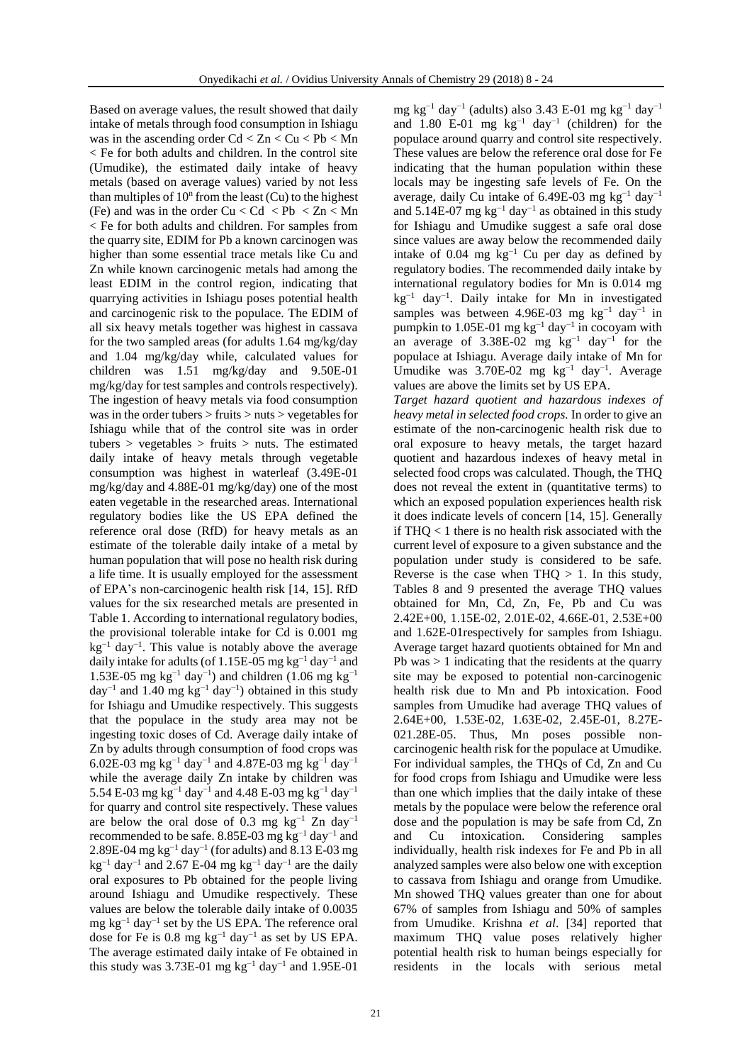Based on average values, the result showed that daily intake of metals through food consumption in Ishiagu was in the ascending order Cd < Zn < Cu < Pb < Mn < Fe for both adults and children. In the control site (Umudike), the estimated daily intake of heavy metals (based on average values) varied by not less than multiples of $10^n$ from the least (Cu) to the highest (Fe) and was in the order Cu < Cd < Pb < Zn < Mn < Fe for both adults and children. For samples from the quarry site, EDIM for Pb a known carcinogen was higher than some essential trace metals like Cu and Zn while known carcinogenic metals had among the least EDIM in the control region, indicating that quarrying activities in Ishiagu poses potential health and carcinogenic risk to the populace. The EDIM of all six heavy metals together was highest in cassava for the two sampled areas (for adults 1.64 mg/kg/day and 1.04 mg/kg/day while, calculated values for children was 1.51 mg/kg/day and 9.50E-01 mg/kg/day for test samples and controls respectively). The ingestion of heavy metals via food consumption was in the order tubers > fruits > nuts > vegetables for Ishiagu while that of the control site was in order tubers > vegetables > fruits > nuts. The estimated daily intake of heavy metals through vegetable consumption was highest in waterleaf (3.49E-01 mg/kg/day and 4.88E-01 mg/kg/day) one of the most eaten vegetable in the researched areas. International regulatory bodies like the US EPA defined the reference oral dose (RfD) for heavy metals as an estimate of the tolerable daily intake of a metal by human population that will pose no health risk during a life time. It is usually employed for the assessment of EPA's non-carcinogenic health risk [14, 15]. RfD values for the six researched metals are presented in Table 1. According to international regulatory bodies, the provisional tolerable intake for Cd is 0.001 mg $kg^{-1}$ $day^{-1}$. This value is notably above the average daily intake for adults (of 1.15E-05 mg $kg^{-1}$ $day^{-1}$ and 1.53E-05 mg $kg^{-1}$ $day^{-1}$) and children (1.06 mg $kg^{-1}$ $day^{-1}$ and 1.40 mg $kg^{-1}$ $day^{-1}$) obtained in this study for Ishiagu and Umudike respectively. This suggests that the populace in the study area may not be ingesting toxic doses of Cd. Average daily intake of Zn by adults through consumption of food crops was 6.02E-03 mg $kg^{-1}$ $day^{-1}$ and 4.87E-03 mg $kg^{-1}$ $day^{-1}$ while the average daily Zn intake by children was 5.54 E-03 mg $kg^{-1}$ $day^{-1}$ and 4.48 E-03 mg $kg^{-1}$ $day^{-1}$ for quarry and control site respectively. These values are below the oral dose of 0.3 mg $kg^{-1}$ Zn $day^{-1}$ recommended to be safe. 8.85E-03 mg $kg^{-1}$ $day^{-1}$ and 2.89E-04 mg $kg^{-1}$ $day^{-1}$ (for adults) and 8.13 E-03 mg $kg^{-1}$ $day^{-1}$ and 2.67 E-04 mg $kg^{-1}$ $day^{-1}$ are the daily oral exposures to Pb obtained for the people living around Ishiagu and Umudike respectively. These values are below the tolerable daily intake of 0.0035 mg $kg^{-1}$ $day^{-1}$ set by the US EPA. The reference oral dose for Fe is 0.8 mg $kg^{-1}$ $day^{-1}$ as set by US EPA. The average estimated daily intake of Fe obtained in this study was 3.73E-01 mg $kg^{-1}$ $day^{-1}$ and 1.95E-01 mg $kg^{-1}$ $day^{-1}$ (adults) also 3.43 E-01 mg $kg^{-1}$ $day^{-1}$ and 1.80 E-01 mg $kg^{-1}$ $day^{-1}$ (children) for the populace around quarry and control site respectively. These values are below the reference oral dose for Fe indicating that the human population within these locals may be ingesting safe levels of Fe. On the average, daily Cu intake of 6.49E-03 mg $kg^{-1}$ $day^{-1}$ and 5.14E-07 mg $kg^{-1}$ $day^{-1}$ as obtained in this study for Ishiagu and Umudike suggest a safe oral dose since values are away below the recommended daily intake of 0.04 mg $kg^{-1}$ Cu per day as defined by regulatory bodies. The recommended daily intake by international regulatory bodies for Mn is 0.014 mg $kg^{-1}$ $day^{-1}$. Daily intake for Mn in investigated samples was between 4.96E-03 mg $kg^{-1}$ $day^{-1}$ in pumpkin to 1.05E-01 mg $kg^{-1}$ $day^{-1}$ in cocoyam with an average of 3.38E-02 mg $kg^{-1}$ $day^{-1}$ for the populace at Ishiagu. Average daily intake of Mn for Umudike was 3.70E-02 mg $kg^{-1}$ $day^{-1}$. Average values are above the limits set by US EPA.

*Target hazard quotient and hazardous indexes of heavy metal in selected food crops.* In order to give an estimate of the non-carcinogenic health risk due to oral exposure to heavy metals, the target hazard quotient and hazardous indexes of heavy metal in selected food crops was calculated. Though, the THQ does not reveal the extent in (quantitative terms) to which an exposed population experiences health risk it does indicate levels of concern [14, 15]. Generally if THQ < 1 there is no health risk associated with the current level of exposure to a given substance and the population under study is considered to be safe. Reverse is the case when THQ > 1. In this study, Tables 8 and 9 presented the average THQ values obtained for Mn, Cd, Zn, Fe, Pb and Cu was 2.42E+00, 1.15E-02, 2.01E-02, 4.66E-01, 2.53E+00 and 1.62E-01respectively for samples from Ishiagu. Average target hazard quotients obtained for Mn and Pb was > 1 indicating that the residents at the quarry site may be exposed to potential non-carcinogenic health risk due to Mn and Pb intoxication. Food samples from Umudike had average THQ values of 2.64E+00, 1.53E-02, 1.63E-02, 2.45E-01, 8.27E-021.28E-05. Thus, Mn poses possible non-carcinogenic health risk for the populace at Umudike. For individual samples, the THQs of Cd, Zn and Cu for food crops from Ishiagu and Umudike were less than one which implies that the daily intake of these metals by the populace were below the reference oral dose and the population is may be safe from Cd, Zn and Cu intoxication. Considering samples individually, health risk indexes for Fe and Pb in all analyzed samples were also below one with exception to cassava from Ishiagu and orange from Umudike. Mn showed THQ values greater than one for about 67% of samples from Ishiagu and 50% of samples from Umudike. Krishna *et al*. [34] reported that maximum THQ value poses relatively higher potential health risk to human beings especially for residents in the locals with serious metal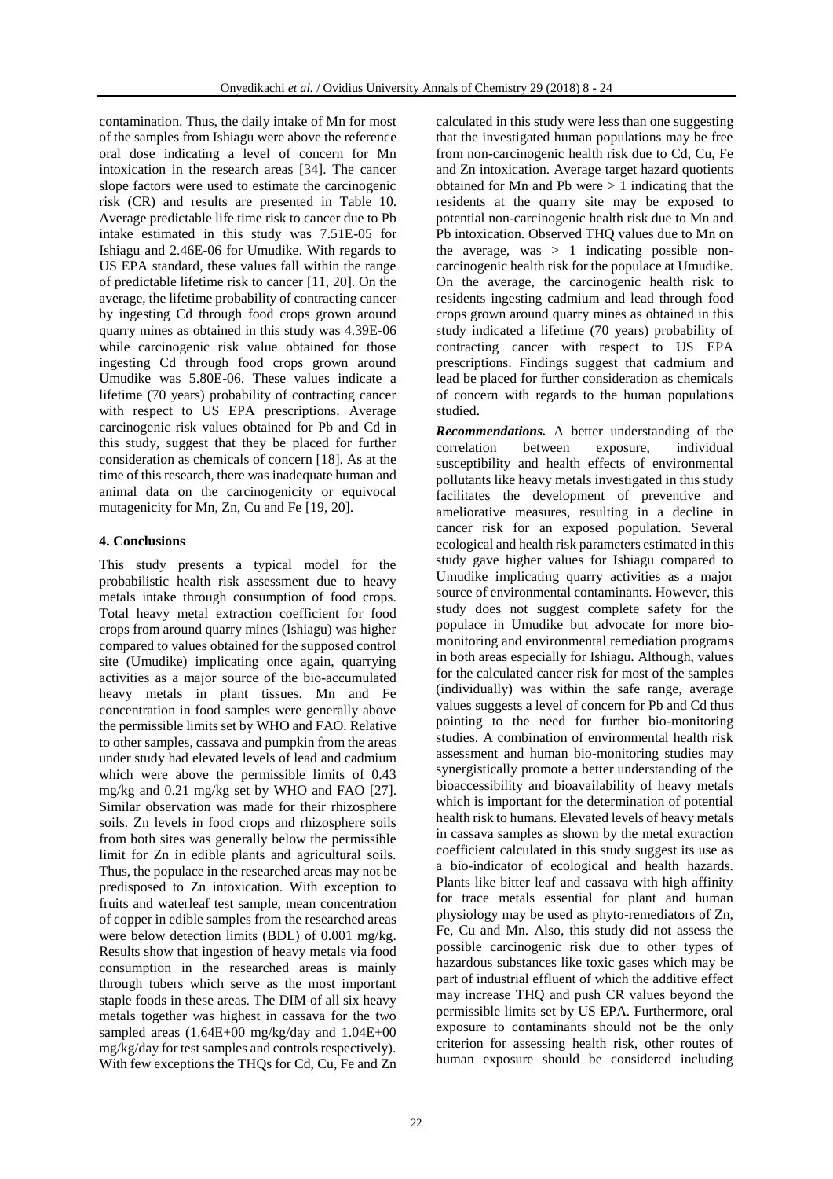contamination. Thus, the daily intake of Mn for most of the samples from Ishiagu were above the reference oral dose indicating a level of concern for Mn intoxication in the research areas [34]. The cancer slope factors were used to estimate the carcinogenic risk (CR) and results are presented in Table 10. Average predictable life time risk to cancer due to Pb intake estimated in this study was 7.51E-05 for Ishiagu and 2.46E-06 for Umudike. With regards to US EPA standard, these values fall within the range of predictable lifetime risk to cancer [11, 20]. On the average, the lifetime probability of contracting cancer by ingesting Cd through food crops grown around quarry mines as obtained in this study was 4.39E-06 while carcinogenic risk value obtained for those ingesting Cd through food crops grown around Umudike was 5.80E-06. These values indicate a lifetime (70 years) probability of contracting cancer with respect to US EPA prescriptions. Average carcinogenic risk values obtained for Pb and Cd in this study, suggest that they be placed for further consideration as chemicals of concern [18]. As at the time of this research, there was inadequate human and animal data on the carcinogenicity or equivocal mutagenicity for Mn, Zn, Cu and Fe [19, 20].

## 4. Conclusions

This study presents a typical model for the probabilistic health risk assessment due to heavy metals intake through consumption of food crops. Total heavy metal extraction coefficient for food crops from around quarry mines (Ishiagu) was higher compared to values obtained for the supposed control site (Umudike) implicating once again, quarrying activities as a major source of the bio-accumulated heavy metals in plant tissues. Mn and Fe concentration in food samples were generally above the permissible limits set by WHO and FAO. Relative to other samples, cassava and pumpkin from the areas under study had elevated levels of lead and cadmium which were above the permissible limits of 0.43 mg/kg and 0.21 mg/kg set by WHO and FAO [27]. Similar observation was made for their rhizosphere soils. Zn levels in food crops and rhizosphere soils from both sites was generally below the permissible limit for Zn in edible plants and agricultural soils. Thus, the populace in the researched areas may not be predisposed to Zn intoxication. With exception to fruits and waterleaf test sample, mean concentration of copper in edible samples from the researched areas were below detection limits (BDL) of 0.001 mg/kg. Results show that ingestion of heavy metals via food consumption in the researched areas is mainly through tubers which serve as the most important staple foods in these areas. The DIM of all six heavy metals together was highest in cassava for the two sampled areas (1.64E+00 mg/kg/day and 1.04E+00 mg/kg/day for test samples and controls respectively). With few exceptions the THQs for Cd, Cu, Fe and Zn calculated in this study were less than one suggesting that the investigated human populations may be free from non-carcinogenic health risk due to Cd, Cu, Fe and Zn intoxication. Average target hazard quotients obtained for Mn and Pb were > 1 indicating that the residents at the quarry site may be exposed to potential non-carcinogenic health risk due to Mn and Pb intoxication. Observed THQ values due to Mn on the average, was > 1 indicating possible non-carcinogenic health risk for the populace at Umudike. On the average, the carcinogenic health risk to residents ingesting cadmium and lead through food crops grown around quarry mines as obtained in this study indicated a lifetime (70 years) probability of contracting cancer with respect to US EPA prescriptions. Findings suggest that cadmium and lead be placed for further consideration as chemicals of concern with regards to the human populations studied.

***Recommendations.*** A better understanding of the correlation between exposure, individual susceptibility and health effects of environmental pollutants like heavy metals investigated in this study facilitates the development of preventive and ameliorative measures, resulting in a decline in cancer risk for an exposed population. Several ecological and health risk parameters estimated in this study gave higher values for Ishiagu compared to Umudike implicating quarry activities as a major source of environmental contaminants. However, this study does not suggest complete safety for the populace in Umudike but advocate for more bio-monitoring and environmental remediation programs in both areas especially for Ishiagu. Although, values for the calculated cancer risk for most of the samples (individually) was within the safe range, average values suggests a level of concern for Pb and Cd thus pointing to the need for further bio-monitoring studies. A combination of environmental health risk assessment and human bio-monitoring studies may synergistically promote a better understanding of the bioaccessibility and bioavailability of heavy metals which is important for the determination of potential health risk to humans. Elevated levels of heavy metals in cassava samples as shown by the metal extraction coefficient calculated in this study suggest its use as a bio-indicator of ecological and health hazards. Plants like bitter leaf and cassava with high affinity for trace metals essential for plant and human physiology may be used as phyto-remediators of Zn, Fe, Cu and Mn. Also, this study did not assess the possible carcinogenic risk due to other types of hazardous substances like toxic gases which may be part of industrial effluent of which the additive effect may increase THQ and push CR values beyond the permissible limits set by US EPA. Furthermore, oral exposure to contaminants should not be the only criterion for assessing health risk, other routes of human exposure should be considered including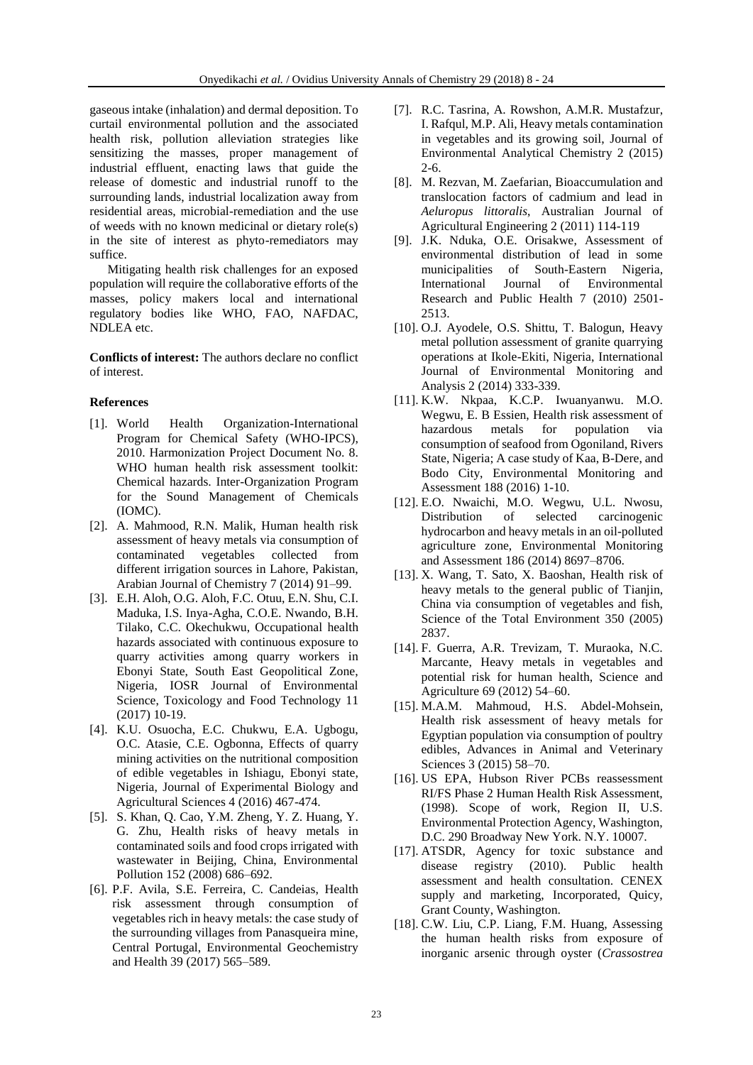gaseous intake (inhalation) and dermal deposition. To curtail environmental pollution and the associated health risk, pollution alleviation strategies like sensitizing the masses, proper management of industrial effluent, enacting laws that guide the release of domestic and industrial runoff to the surrounding lands, industrial localization away from residential areas, microbial-remediation and the use of weeds with no known medicinal or dietary role(s) in the site of interest as phyto-remediators may suffice.

Mitigating health risk challenges for an exposed population will require the collaborative efforts of the masses, policy makers local and international regulatory bodies like WHO, FAO, NAFDAC, NDLEA etc.

**Conflicts of interest:** The authors declare no conflict of interest.

**References**

[1]. World Health Organization-International Program for Chemical Safety (WHO-IPCS), 2010. Harmonization Project Document No. 8. WHO human health risk assessment toolkit: Chemical hazards. Inter-Organization Program for the Sound Management of Chemicals (IOMC).

[2]. A. Mahmood, R.N. Malik, Human health risk assessment of heavy metals via consumption of contaminated vegetables collected from different irrigation sources in Lahore, Pakistan, Arabian Journal of Chemistry 7 (2014) 91–99.

[3]. E.H. Aloh, O.G. Aloh, F.C. Otuu, E.N. Shu, C.I. Maduka, I.S. Inya-Agha, C.O.E. Nwando, B.H. Tilako, C.C. Okechukwu, Occupational health hazards associated with continuous exposure to quarry activities among quarry workers in Ebonyi State, South East Geopolitical Zone, Nigeria, IOSR Journal of Environmental Science, Toxicology and Food Technology 11 (2017) 10-19.

[4]. K.U. Osuocha, E.C. Chukwu, E.A. Ugbogu, O.C. Atasie, C.E. Ogbonna, Effects of quarry mining activities on the nutritional composition of edible vegetables in Ishiagu, Ebonyi state, Nigeria, Journal of Experimental Biology and Agricultural Sciences 4 (2016) 467-474.

[5]. S. Khan, Q. Cao, Y.M. Zheng, Y. Z. Huang, Y. G. Zhu, Health risks of heavy metals in contaminated soils and food crops irrigated with wastewater in Beijing, China, Environmental Pollution 152 (2008) 686–692.

[6]. P.F. Avila, S.E. Ferreira, C. Candeias, Health risk assessment through consumption of vegetables rich in heavy metals: the case study of the surrounding villages from Panasqueira mine, Central Portugal, Environmental Geochemistry and Health 39 (2017) 565–589.

[7]. R.C. Tasrina, A. Rowshon, A.M.R. Mustafzur, I. Rafqul, M.P. Ali, Heavy metals contamination in vegetables and its growing soil, Journal of Environmental Analytical Chemistry 2 (2015) 2-6.

[8]. M. Rezvan, M. Zaefarian, Bioaccumulation and translocation factors of cadmium and lead in *Aeluropus littoralis*, Australian Journal of Agricultural Engineering 2 (2011) 114-119

[9]. J.K. Nduka, O.E. Orisakwe, Assessment of environmental distribution of lead in some municipalities of South-Eastern Nigeria, International Journal of Environmental Research and Public Health 7 (2010) 2501-2513.

[10]. O.J. Ayodele, O.S. Shittu, T. Balogun, Heavy metal pollution assessment of granite quarrying operations at Ikole-Ekiti, Nigeria, International Journal of Environmental Monitoring and Analysis 2 (2014) 333-339.

[11]. K.W. Nkpaa, K.C.P. Iwuanyanwu. M.O. Wegwu, E. B Essien, Health risk assessment of hazardous metals for population via consumption of seafood from Ogoniland, Rivers State, Nigeria; A case study of Kaa, B-Dere, and Bodo City, Environmental Monitoring and Assessment 188 (2016) 1-10.

[12]. E.O. Nwaichi, M.O. Wegwu, U.L. Nwosu, Distribution of selected carcinogenic hydrocarbon and heavy metals in an oil-polluted agriculture zone, Environmental Monitoring and Assessment 186 (2014) 8697–8706.

[13]. X. Wang, T. Sato, X. Baoshan, Health risk of heavy metals to the general public of Tianjin, China via consumption of vegetables and fish, Science of the Total Environment 350 (2005) 2837.

[14]. F. Guerra, A.R. Trevizam, T. Muraoka, N.C. Marcante, Heavy metals in vegetables and potential risk for human health, Science and Agriculture 69 (2012) 54–60.

[15]. M.A.M. Mahmoud, H.S. Abdel-Mohsein, Health risk assessment of heavy metals for Egyptian population via consumption of poultry edibles, Advances in Animal and Veterinary Sciences 3 (2015) 58–70.

[16]. US EPA, Hubson River PCBs reassessment RI/FS Phase 2 Human Health Risk Assessment, (1998). Scope of work, Region II, U.S. Environmental Protection Agency, Washington, D.C. 290 Broadway New York. N.Y. 10007.

[17]. ATSDR, Agency for toxic substance and disease registry (2010). Public health assessment and health consultation. CENEX supply and marketing, Incorporated, Quicy, Grant County, Washington.

[18]. C.W. Liu, C.P. Liang, F.M. Huang, Assessing the human health risks from exposure of inorganic arsenic through oyster (*Crassostrea*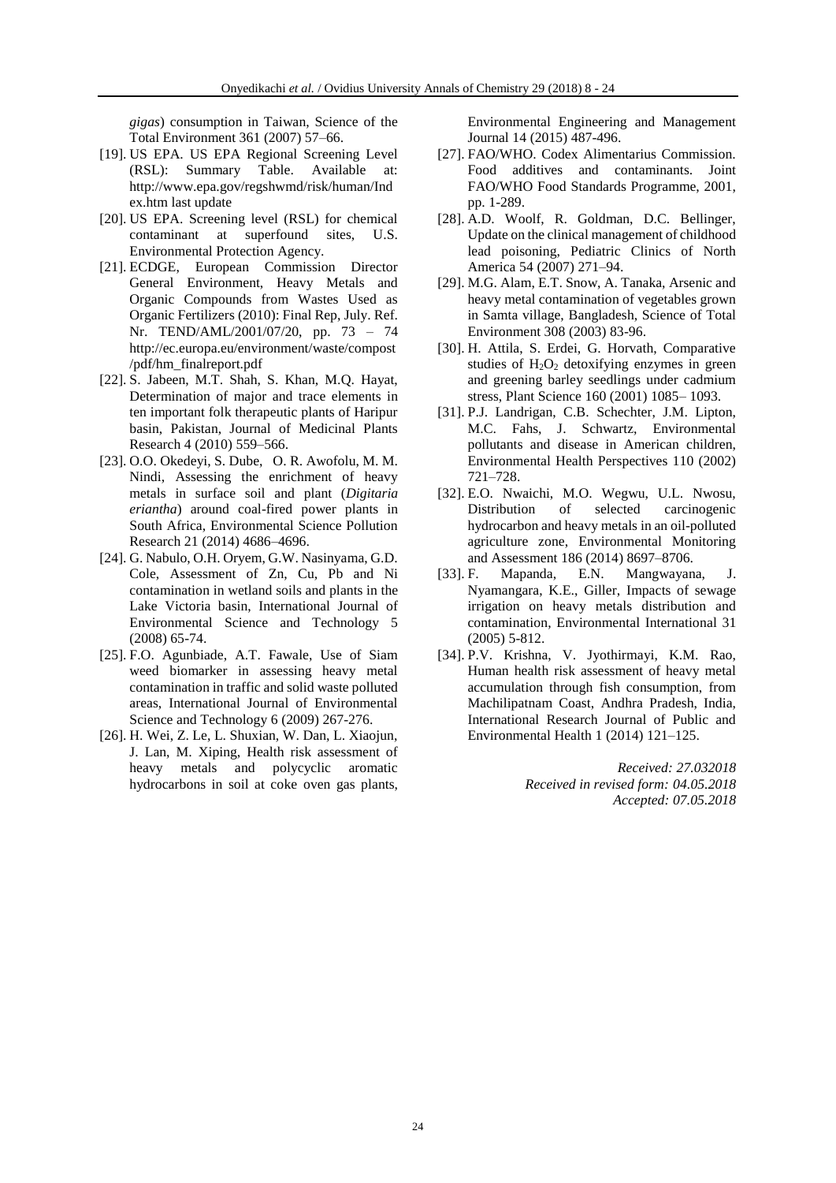*gigas*) consumption in Taiwan, Science of the Total Environment 361 (2007) 57–66.

[19]. US EPA. US EPA Regional Screening Level (RSL): Summary Table. Available at: http://www.epa.gov/regshwmd/risk/human/Index.htm last update

[20]. US EPA. Screening level (RSL) for chemical contaminant at superfound sites, U.S. Environmental Protection Agency.

[21]. ECDGE, European Commission Director General Environment, Heavy Metals and Organic Compounds from Wastes Used as Organic Fertilizers (2010): Final Rep, July. Ref. Nr. TEND/AML/2001/07/20, pp. 73 – 74 http://ec.europa.eu/environment/waste/compost/pdf/hm_finalreport.pdf

[22]. S. Jabeen, M.T. Shah, S. Khan, M.Q. Hayat, Determination of major and trace elements in ten important folk therapeutic plants of Haripur basin, Pakistan, Journal of Medicinal Plants Research 4 (2010) 559–566.

[23]. O.O. Okedeyi, S. Dube, O. R. Awofolu, M. M. Nindi, Assessing the enrichment of heavy metals in surface soil and plant (*Digitaria eriantha*) around coal-fired power plants in South Africa, Environmental Science Pollution Research 21 (2014) 4686–4696.

[24]. G. Nabulo, O.H. Oryem, G.W. Nasinyama, G.D. Cole, Assessment of Zn, Cu, Pb and Ni contamination in wetland soils and plants in the Lake Victoria basin, International Journal of Environmental Science and Technology 5 (2008) 65-74.

[25]. F.O. Agunbiade, A.T. Fawale, Use of Siam weed biomarker in assessing heavy metal contamination in traffic and solid waste polluted areas, International Journal of Environmental Science and Technology 6 (2009) 267-276.

[26]. H. Wei, Z. Le, L. Shuxian, W. Dan, L. Xiaojun, J. Lan, M. Xiping, Health risk assessment of heavy metals and polycyclic aromatic hydrocarbons in soil at coke oven gas plants, Environmental Engineering and Management Journal 14 (2015) 487-496.

[27]. FAO/WHO. Codex Alimentarius Commission. Food additives and contaminants. Joint FAO/WHO Food Standards Programme, 2001, pp. 1-289.

[28]. A.D. Woolf, R. Goldman, D.C. Bellinger, Update on the clinical management of childhood lead poisoning, Pediatric Clinics of North America 54 (2007) 271–94.

[29]. M.G. Alam, E.T. Snow, A. Tanaka, Arsenic and heavy metal contamination of vegetables grown in Samta village, Bangladesh, Science of Total Environment 308 (2003) 83-96.

[30]. H. Attila, S. Erdei, G. Horvath, Comparative studies of $H_2O_2$ detoxifying enzymes in green and greening barley seedlings under cadmium stress, Plant Science 160 (2001) 1085– 1093.

[31]. P.J. Landrigan, C.B. Schechter, J.M. Lipton, M.C. Fahs, J. Schwartz, Environmental pollutants and disease in American children, Environmental Health Perspectives 110 (2002) 721–728.

[32]. E.O. Nwaichi, M.O. Wegwu, U.L. Nwosu, Distribution of selected carcinogenic hydrocarbon and heavy metals in an oil-polluted agriculture zone, Environmental Monitoring and Assessment 186 (2014) 8697–8706.

[33]. F. Mapanda, E.N. Mangwayana, J. Nyamangara, K.E., Giller, Impacts of sewage irrigation on heavy metals distribution and contamination, Environmental International 31 (2005) 5-812.

[34]. P.V. Krishna, V. Jyothirmayi, K.M. Rao, Human health risk assessment of heavy metal accumulation through fish consumption, from Machilipatnam Coast, Andhra Pradesh, India, International Research Journal of Public and Environmental Health 1 (2014) 121–125.

*Received: 27.032018*
*Received in revised form: 04.05.2018*
*Accepted: 07.05.2018*